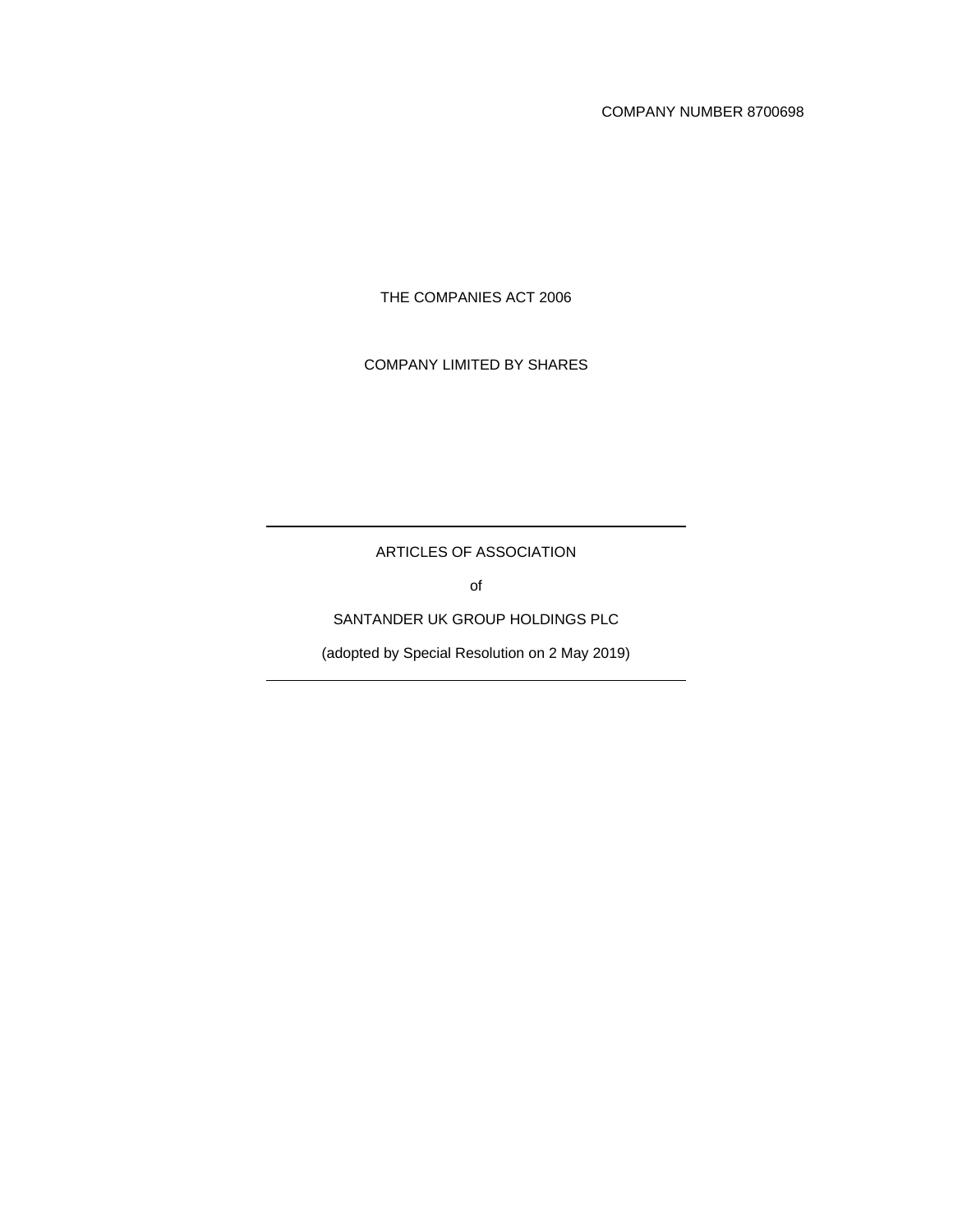COMPANY NUMBER 8700698

THE COMPANIES ACT 2006

COMPANY LIMITED BY SHARES

---

# ARTICLES OF ASSOCIATION

of

SANTANDER UK GROUP HOLDINGS PLC

(adopted by Special Resolution on 2 May 2019)

---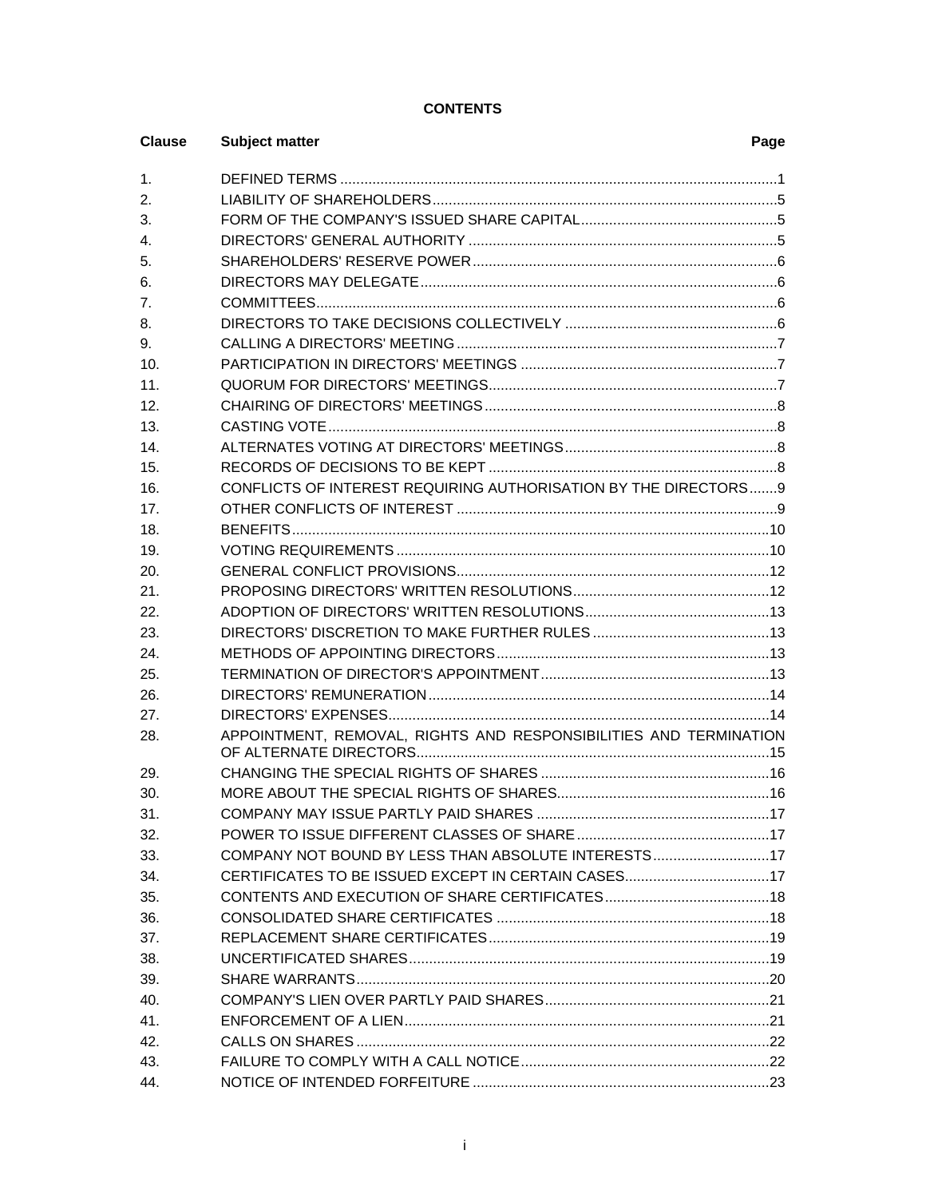**CONTENTS**

| Clause | Subject matter | Page |
|---|---|---|
| 1. | DEFINED TERMS | 1 |
| 2. | LIABILITY OF SHAREHOLDERS | 5 |
| 3. | FORM OF THE COMPANY'S ISSUED SHARE CAPITAL | 5 |
| 4. | DIRECTORS' GENERAL AUTHORITY | 5 |
| 5. | SHAREHOLDERS' RESERVE POWER | 6 |
| 6. | DIRECTORS MAY DELEGATE | 6 |
| 7. | COMMITTEES | 6 |
| 8. | DIRECTORS TO TAKE DECISIONS COLLECTIVELY | 6 |
| 9. | CALLING A DIRECTORS' MEETING | 7 |
| 10. | PARTICIPATION IN DIRECTORS' MEETINGS | 7 |
| 11. | QUORUM FOR DIRECTORS' MEETINGS | 7 |
| 12. | CHAIRING OF DIRECTORS' MEETINGS | 8 |
| 13. | CASTING VOTE | 8 |
| 14. | ALTERNATES VOTING AT DIRECTORS' MEETINGS | 8 |
| 15. | RECORDS OF DECISIONS TO BE KEPT | 8 |
| 16. | CONFLICTS OF INTEREST REQUIRING AUTHORISATION BY THE DIRECTORS | 9 |
| 17. | OTHER CONFLICTS OF INTEREST | 9 |
| 18. | BENEFITS | 10 |
| 19. | VOTING REQUIREMENTS | 10 |
| 20. | GENERAL CONFLICT PROVISIONS | 12 |
| 21. | PROPOSING DIRECTORS' WRITTEN RESOLUTIONS | 12 |
| 22. | ADOPTION OF DIRECTORS' WRITTEN RESOLUTIONS | 13 |
| 23. | DIRECTORS' DISCRETION TO MAKE FURTHER RULES | 13 |
| 24. | METHODS OF APPOINTING DIRECTORS | 13 |
| 25. | TERMINATION OF DIRECTOR'S APPOINTMENT | 13 |
| 26. | DIRECTORS' REMUNERATION | 14 |
| 27. | DIRECTORS' EXPENSES | 14 |
| 28. | APPOINTMENT, REMOVAL, RIGHTS AND RESPONSIBILITIES AND TERMINATION OF ALTERNATE DIRECTORS | 15 |
| 29. | CHANGING THE SPECIAL RIGHTS OF SHARES | 16 |
| 30. | MORE ABOUT THE SPECIAL RIGHTS OF SHARES | 16 |
| 31. | COMPANY MAY ISSUE PARTLY PAID SHARES | 17 |
| 32. | POWER TO ISSUE DIFFERENT CLASSES OF SHARE | 17 |
| 33. | COMPANY NOT BOUND BY LESS THAN ABSOLUTE INTERESTS | 17 |
| 34. | CERTIFICATES TO BE ISSUED EXCEPT IN CERTAIN CASES | 17 |
| 35. | CONTENTS AND EXECUTION OF SHARE CERTIFICATES | 18 |
| 36. | CONSOLIDATED SHARE CERTIFICATES | 18 |
| 37. | REPLACEMENT SHARE CERTIFICATES | 19 |
| 38. | UNCERTIFICATED SHARES | 19 |
| 39. | SHARE WARRANTS | 20 |
| 40. | COMPANY'S LIEN OVER PARTLY PAID SHARES | 21 |
| 41. | ENFORCEMENT OF A LIEN | 21 |
| 42. | CALLS ON SHARES | 22 |
| 43. | FAILURE TO COMPLY WITH A CALL NOTICE | 22 |
| 44. | NOTICE OF INTENDED FORFEITURE | 23 |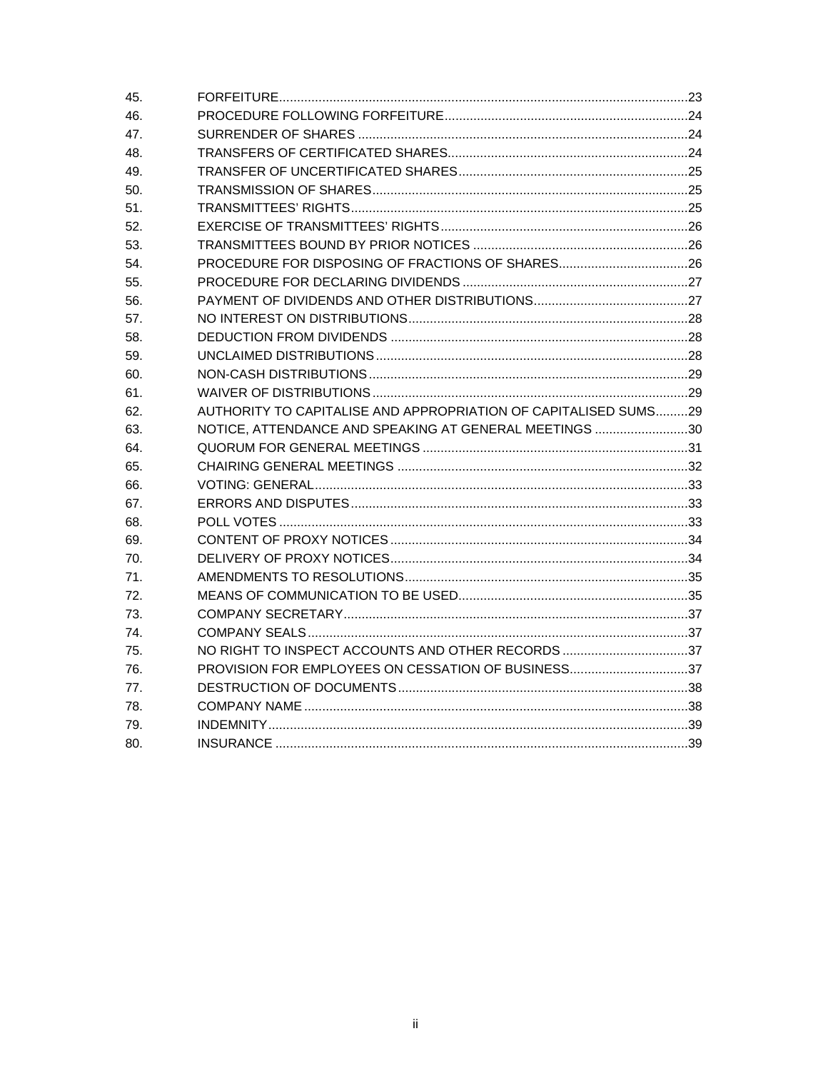| | | |
|---|---|---|
| 45. | FORFEITURE | 23 |
| 46. | PROCEDURE FOLLOWING FORFEITURE | 24 |
| 47. | SURRENDER OF SHARES | 24 |
| 48. | TRANSFERS OF CERTIFICATED SHARES | 24 |
| 49. | TRANSFER OF UNCERTIFICATED SHARES | 25 |
| 50. | TRANSMISSION OF SHARES | 25 |
| 51. | TRANSMITTEES' RIGHTS | 25 |
| 52. | EXERCISE OF TRANSMITTEES' RIGHTS | 26 |
| 53. | TRANSMITTEES BOUND BY PRIOR NOTICES | 26 |
| 54. | PROCEDURE FOR DISPOSING OF FRACTIONS OF SHARES | 26 |
| 55. | PROCEDURE FOR DECLARING DIVIDENDS | 27 |
| 56. | PAYMENT OF DIVIDENDS AND OTHER DISTRIBUTIONS | 27 |
| 57. | NO INTEREST ON DISTRIBUTIONS | 28 |
| 58. | DEDUCTION FROM DIVIDENDS | 28 |
| 59. | UNCLAIMED DISTRIBUTIONS | 28 |
| 60. | NON-CASH DISTRIBUTIONS | 29 |
| 61. | WAIVER OF DISTRIBUTIONS | 29 |
| 62. | AUTHORITY TO CAPITALISE AND APPROPRIATION OF CAPITALISED SUMS | 29 |
| 63. | NOTICE, ATTENDANCE AND SPEAKING AT GENERAL MEETINGS | 30 |
| 64. | QUORUM FOR GENERAL MEETINGS | 31 |
| 65. | CHAIRING GENERAL MEETINGS | 32 |
| 66. | VOTING: GENERAL | 33 |
| 67. | ERRORS AND DISPUTES | 33 |
| 68. | POLL VOTES | 33 |
| 69. | CONTENT OF PROXY NOTICES | 34 |
| 70. | DELIVERY OF PROXY NOTICES | 34 |
| 71. | AMENDMENTS TO RESOLUTIONS | 35 |
| 72. | MEANS OF COMMUNICATION TO BE USED | 35 |
| 73. | COMPANY SECRETARY | 37 |
| 74. | COMPANY SEALS | 37 |
| 75. | NO RIGHT TO INSPECT ACCOUNTS AND OTHER RECORDS | 37 |
| 76. | PROVISION FOR EMPLOYEES ON CESSATION OF BUSINESS | 37 |
| 77. | DESTRUCTION OF DOCUMENTS | 38 |
| 78. | COMPANY NAME | 38 |
| 79. | INDEMNITY | 39 |
| 80. | INSURANCE | 39 |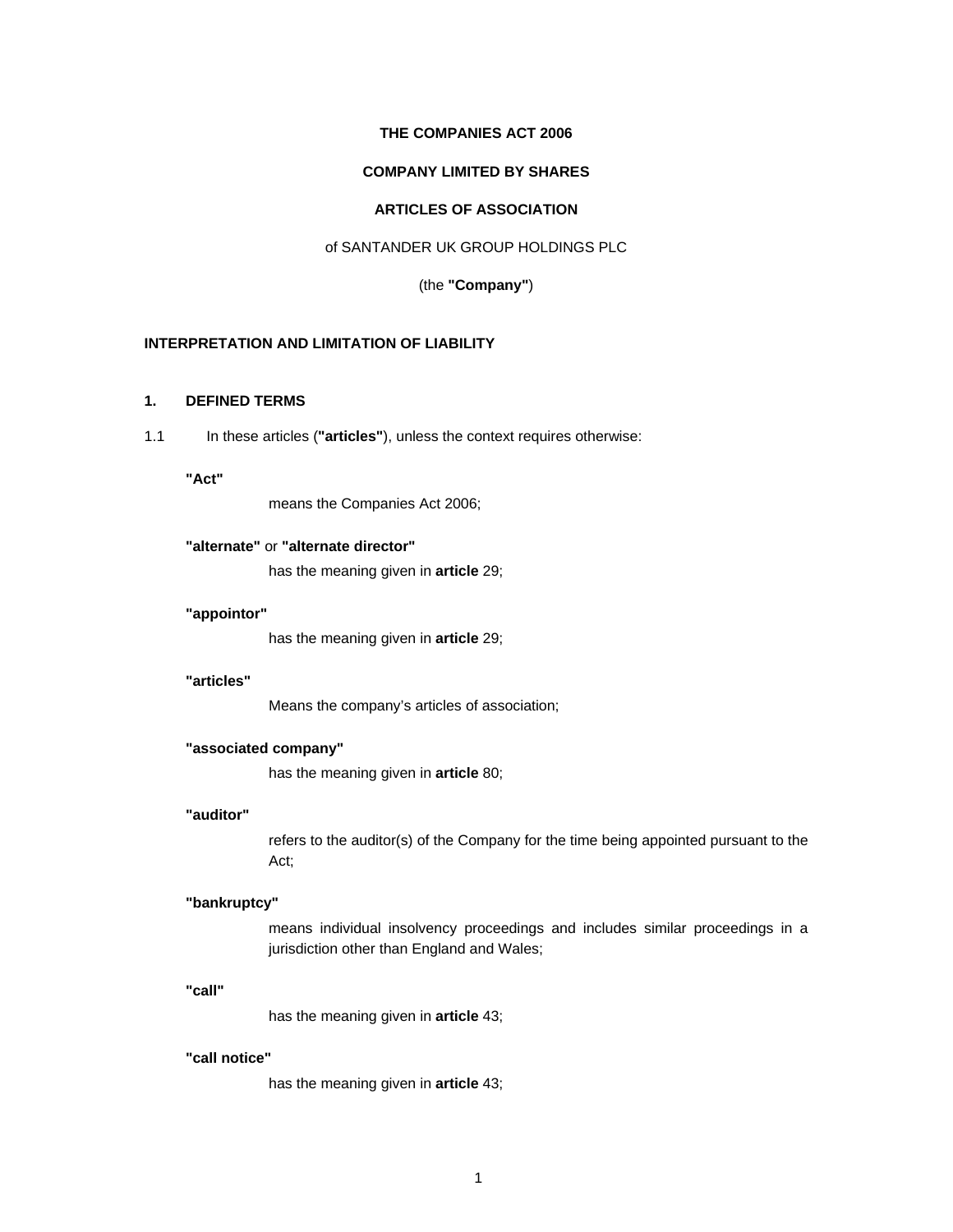**THE COMPANIES ACT 2006**

**COMPANY LIMITED BY SHARES**

**ARTICLES OF ASSOCIATION**

of SANTANDER UK GROUP HOLDINGS PLC

(the **"Company"**)

## INTERPRETATION AND LIMITATION OF LIABILITY

### 1. DEFINED TERMS

1.1 In these articles (**"articles"**), unless the context requires otherwise:

**"Act"**
means the Companies Act 2006;

**"alternate"** or **"alternate director"**
has the meaning given in **article** 29;

**"appointor"**
has the meaning given in **article** 29;

**"articles"**
Means the company's articles of association;

**"associated company"**
has the meaning given in **article** 80;

**"auditor"**
refers to the auditor(s) of the Company for the time being appointed pursuant to the Act;

**"bankruptcy"**
means individual insolvency proceedings and includes similar proceedings in a jurisdiction other than England and Wales;

**"call"**
has the meaning given in **article** 43;

**"call notice"**
has the meaning given in **article** 43;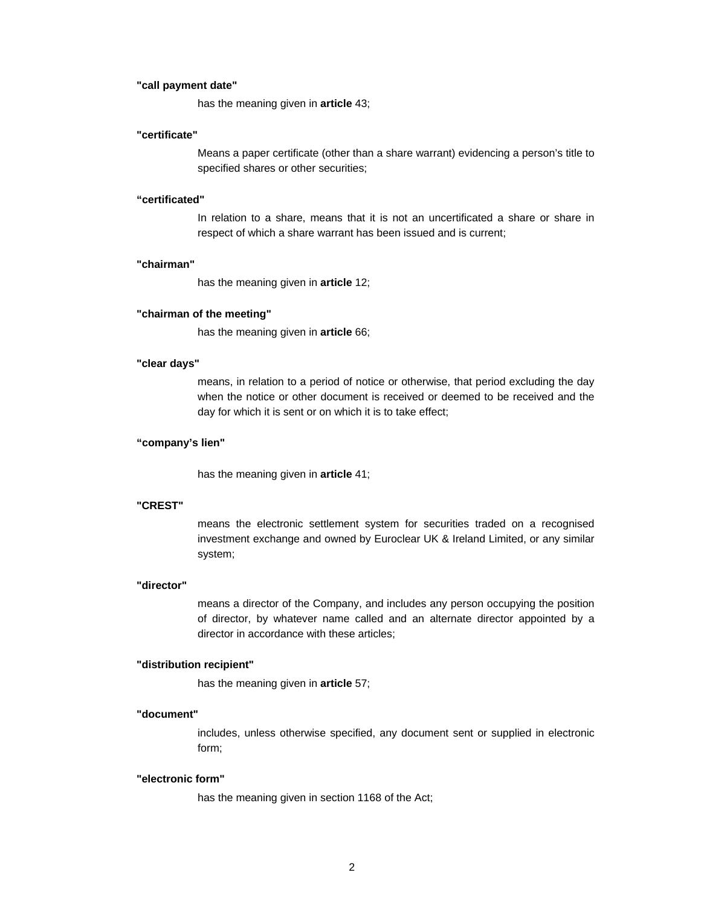**"call payment date"**

has the meaning given in **article** 43;

**"certificate"**

Means a paper certificate (other than a share warrant) evidencing a person's title to specified shares or other securities;

**"certificated"**

In relation to a share, means that it is not an uncertificated a share or share in respect of which a share warrant has been issued and is current;

**"chairman"**

has the meaning given in **article** 12;

**"chairman of the meeting"**

has the meaning given in **article** 66;

**"clear days"**

means, in relation to a period of notice or otherwise, that period excluding the day when the notice or other document is received or deemed to be received and the day for which it is sent or on which it is to take effect;

**"company's lien"**

has the meaning given in **article** 41;

**"CREST"**

means the electronic settlement system for securities traded on a recognised investment exchange and owned by Euroclear UK & Ireland Limited, or any similar system;

**"director"**

means a director of the Company, and includes any person occupying the position of director, by whatever name called and an alternate director appointed by a director in accordance with these articles;

**"distribution recipient"**

has the meaning given in **article** 57;

**"document"**

includes, unless otherwise specified, any document sent or supplied in electronic form;

**"electronic form"**

has the meaning given in section 1168 of the Act;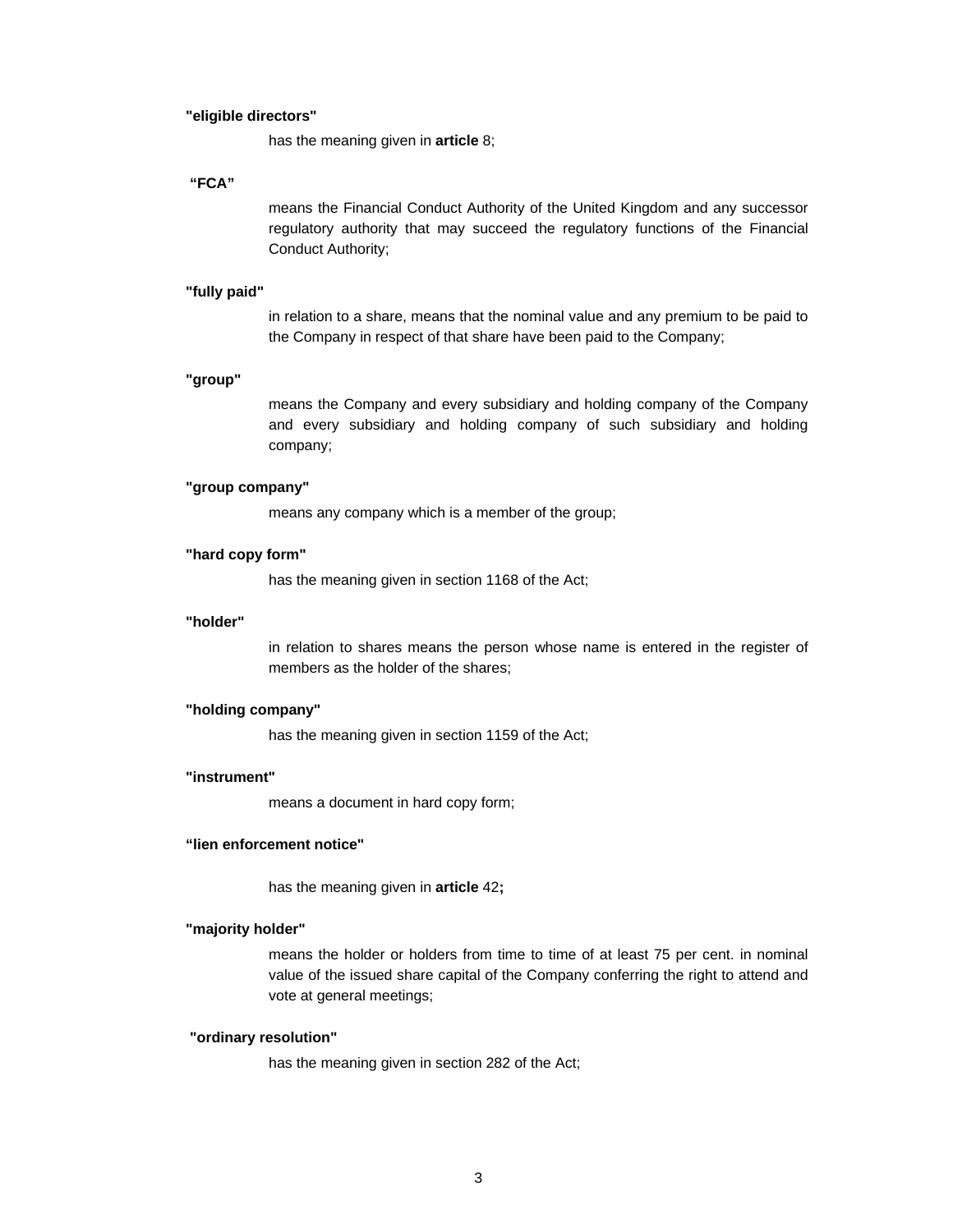**"eligible directors"**

has the meaning given in **article** 8;

**"FCA"**

means the Financial Conduct Authority of the United Kingdom and any successor regulatory authority that may succeed the regulatory functions of the Financial Conduct Authority;

**"fully paid"**

in relation to a share, means that the nominal value and any premium to be paid to the Company in respect of that share have been paid to the Company;

**"group"**

means the Company and every subsidiary and holding company of the Company and every subsidiary and holding company of such subsidiary and holding company;

**"group company"**

means any company which is a member of the group;

**"hard copy form"**

has the meaning given in section 1168 of the Act;

**"holder"**

in relation to shares means the person whose name is entered in the register of members as the holder of the shares;

**"holding company"**

has the meaning given in section 1159 of the Act;

**"instrument"**

means a document in hard copy form;

**"lien enforcement notice"**

has the meaning given in **article** 42**;**

**"majority holder"**

means the holder or holders from time to time of at least 75 per cent. in nominal value of the issued share capital of the Company conferring the right to attend and vote at general meetings;

**"ordinary resolution"**

has the meaning given in section 282 of the Act;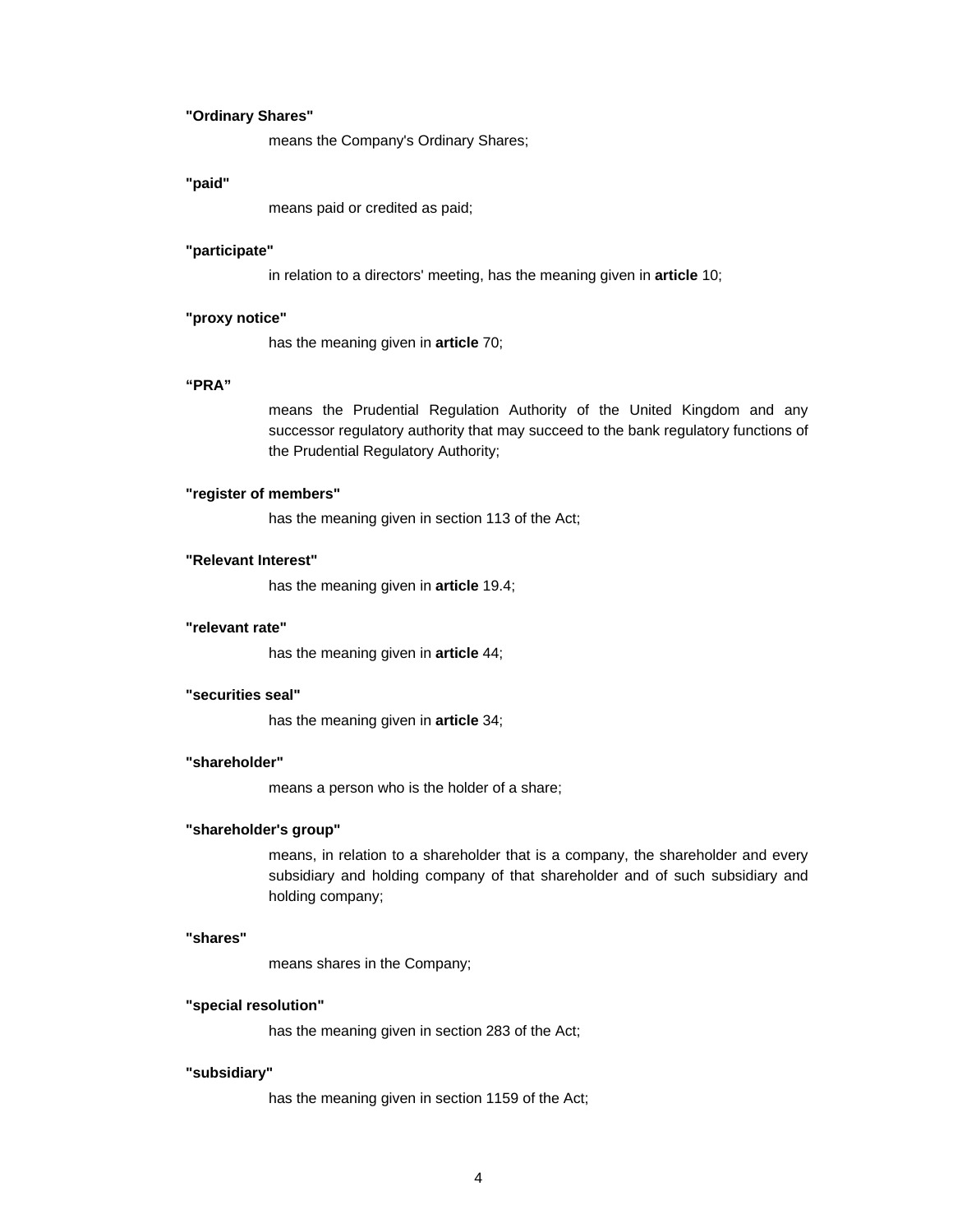**"Ordinary Shares"**

means the Company's Ordinary Shares;

**"paid"**

means paid or credited as paid;

**"participate"**

in relation to a directors' meeting, has the meaning given in **article** 10;

**"proxy notice"**

has the meaning given in **article** 70;

**"PRA"**

means the Prudential Regulation Authority of the United Kingdom and any successor regulatory authority that may succeed to the bank regulatory functions of the Prudential Regulatory Authority;

**"register of members"**

has the meaning given in section 113 of the Act;

**"Relevant Interest"**

has the meaning given in **article** 19.4;

**"relevant rate"**

has the meaning given in **article** 44;

**"securities seal"**

has the meaning given in **article** 34;

**"shareholder"**

means a person who is the holder of a share;

**"shareholder's group"**

means, in relation to a shareholder that is a company, the shareholder and every subsidiary and holding company of that shareholder and of such subsidiary and holding company;

**"shares"**

means shares in the Company;

**"special resolution"**

has the meaning given in section 283 of the Act;

**"subsidiary"**

has the meaning given in section 1159 of the Act;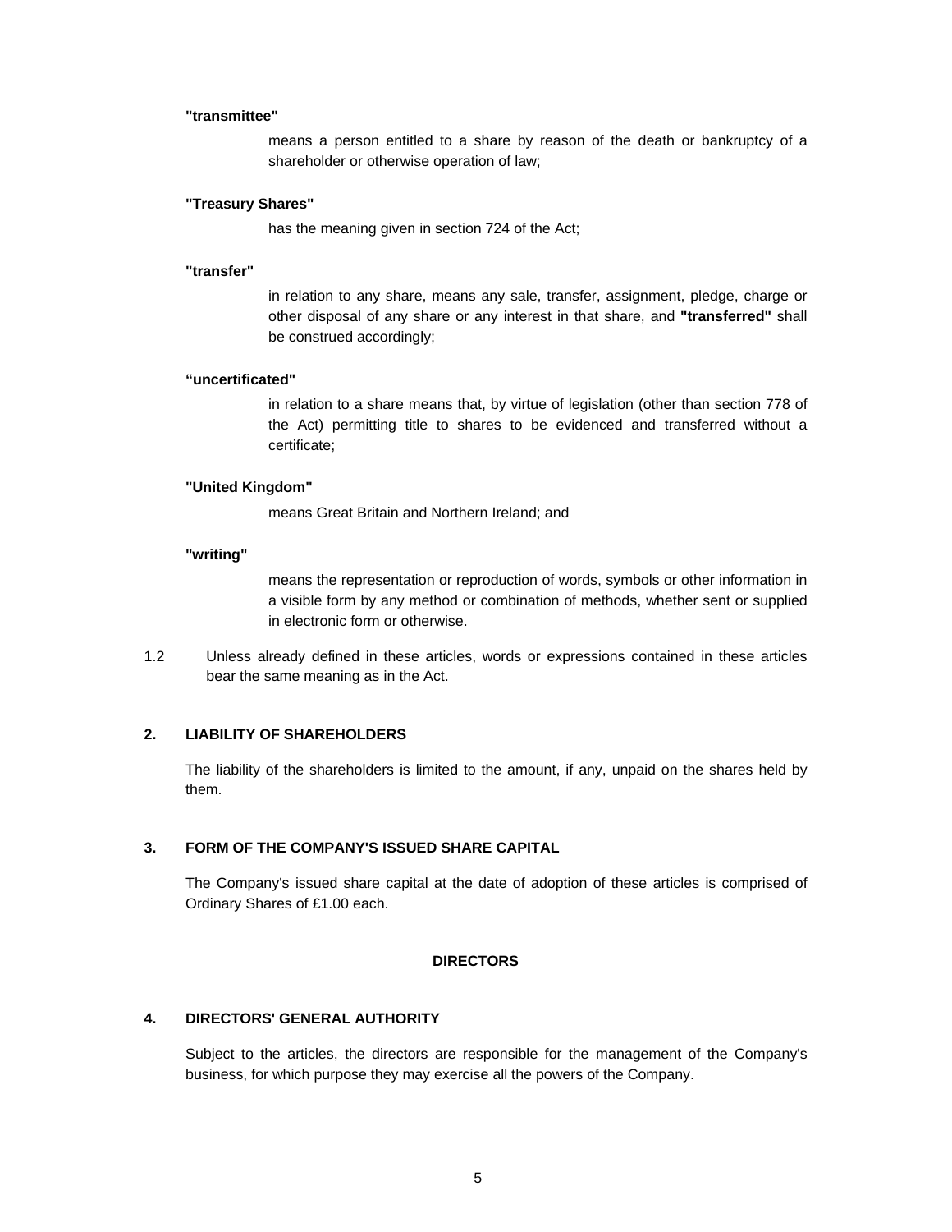**"transmittee"**

means a person entitled to a share by reason of the death or bankruptcy of a shareholder or otherwise operation of law;

**"Treasury Shares"**

has the meaning given in section 724 of the Act;

**"transfer"**

in relation to any share, means any sale, transfer, assignment, pledge, charge or other disposal of any share or any interest in that share, and **"transferred"** shall be construed accordingly;

**“uncertificated"**

in relation to a share means that, by virtue of legislation (other than section 778 of the Act) permitting title to shares to be evidenced and transferred without a certificate;

**"United Kingdom"**

means Great Britain and Northern Ireland; and

**"writing"**

means the representation or reproduction of words, symbols or other information in a visible form by any method or combination of methods, whether sent or supplied in electronic form or otherwise.

1.2 Unless already defined in these articles, words or expressions contained in these articles bear the same meaning as in the Act.

## 2. LIABILITY OF SHAREHOLDERS

The liability of the shareholders is limited to the amount, if any, unpaid on the shares held by them.

## 3. FORM OF THE COMPANY'S ISSUED SHARE CAPITAL

The Company's issued share capital at the date of adoption of these articles is comprised of Ordinary Shares of £1.00 each.

# DIRECTORS

## 4. DIRECTORS' GENERAL AUTHORITY

Subject to the articles, the directors are responsible for the management of the Company's business, for which purpose they may exercise all the powers of the Company.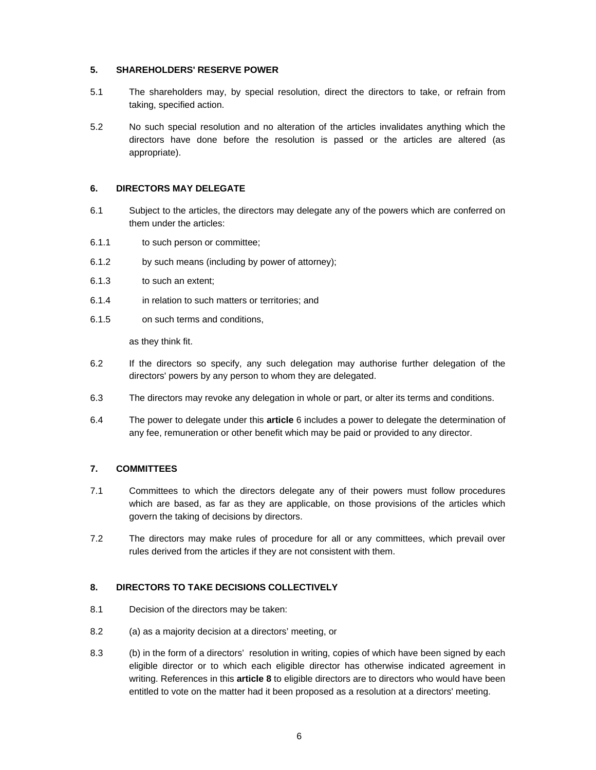## 5. SHAREHOLDERS' RESERVE POWER

5.1 The shareholders may, by special resolution, direct the directors to take, or refrain from taking, specified action.

5.2 No such special resolution and no alteration of the articles invalidates anything which the directors have done before the resolution is passed or the articles are altered (as appropriate).

## 6. DIRECTORS MAY DELEGATE

6.1 Subject to the articles, the directors may delegate any of the powers which are conferred on them under the articles:

6.1.1 to such person or committee;

6.1.2 by such means (including by power of attorney);

6.1.3 to such an extent;

6.1.4 in relation to such matters or territories; and

6.1.5 on such terms and conditions,

as they think fit.

6.2 If the directors so specify, any such delegation may authorise further delegation of the directors' powers by any person to whom they are delegated.

6.3 The directors may revoke any delegation in whole or part, or alter its terms and conditions.

6.4 The power to delegate under this **article** 6 includes a power to delegate the determination of any fee, remuneration or other benefit which may be paid or provided to any director.

## 7. COMMITTEES

7.1 Committees to which the directors delegate any of their powers must follow procedures which are based, as far as they are applicable, on those provisions of the articles which govern the taking of decisions by directors.

7.2 The directors may make rules of procedure for all or any committees, which prevail over rules derived from the articles if they are not consistent with them.

## 8. DIRECTORS TO TAKE DECISIONS COLLECTIVELY

8.1 Decision of the directors may be taken:

8.2 (a) as a majority decision at a directors' meeting, or

8.3 (b) in the form of a directors' resolution in writing, copies of which have been signed by each eligible director or to which each eligible director has otherwise indicated agreement in writing. References in this **article 8** to eligible directors are to directors who would have been entitled to vote on the matter had it been proposed as a resolution at a directors' meeting.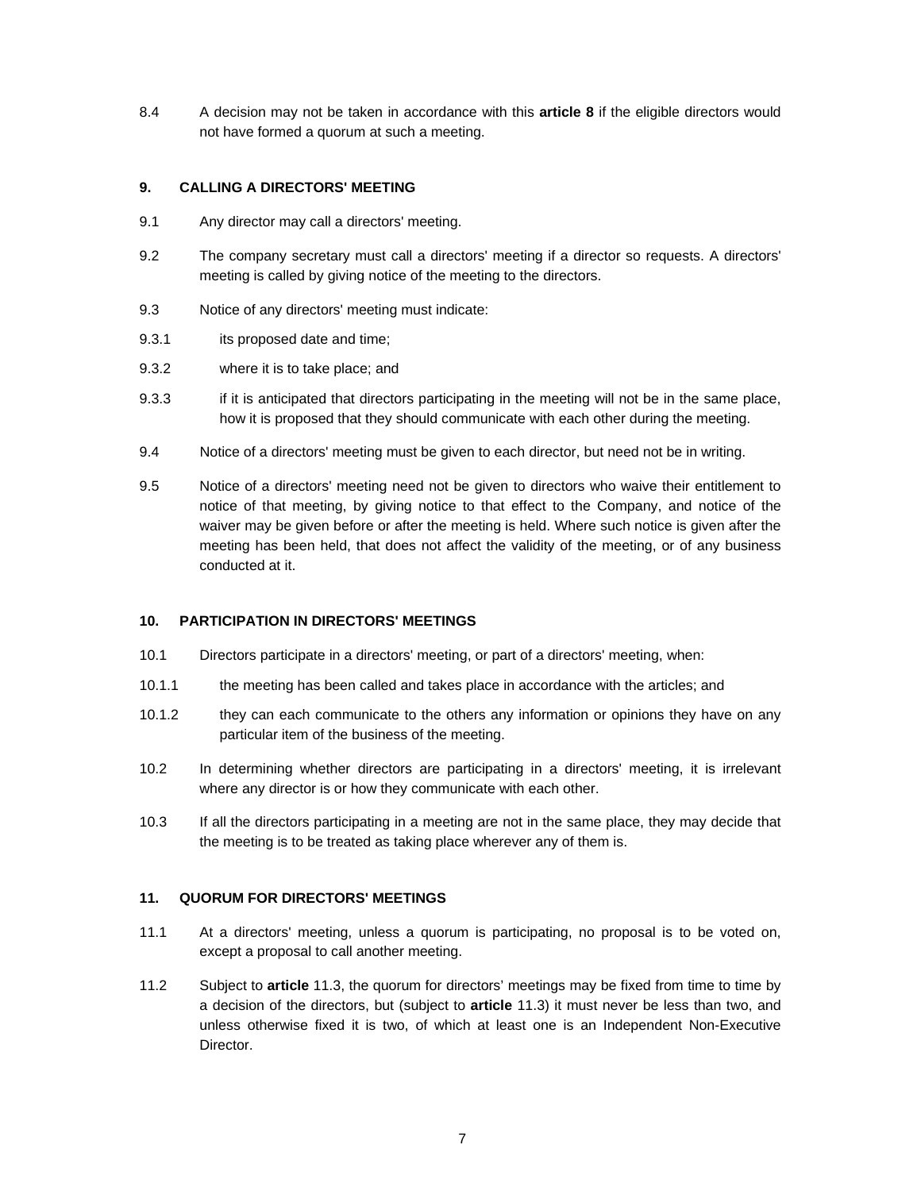8.4 A decision may not be taken in accordance with this **article 8** if the eligible directors would not have formed a quorum at such a meeting.

### 9. CALLING A DIRECTORS' MEETING

9.1 Any director may call a directors' meeting.

9.2 The company secretary must call a directors' meeting if a director so requests. A directors' meeting is called by giving notice of the meeting to the directors.

9.3 Notice of any directors' meeting must indicate:

9.3.1 its proposed date and time;

9.3.2 where it is to take place; and

9.3.3 if it is anticipated that directors participating in the meeting will not be in the same place, how it is proposed that they should communicate with each other during the meeting.

9.4 Notice of a directors' meeting must be given to each director, but need not be in writing.

9.5 Notice of a directors' meeting need not be given to directors who waive their entitlement to notice of that meeting, by giving notice to that effect to the Company, and notice of the waiver may be given before or after the meeting is held. Where such notice is given after the meeting has been held, that does not affect the validity of the meeting, or of any business conducted at it.

### 10. PARTICIPATION IN DIRECTORS' MEETINGS

10.1 Directors participate in a directors' meeting, or part of a directors' meeting, when:

10.1.1 the meeting has been called and takes place in accordance with the articles; and

10.1.2 they can each communicate to the others any information or opinions they have on any particular item of the business of the meeting.

10.2 In determining whether directors are participating in a directors' meeting, it is irrelevant where any director is or how they communicate with each other.

10.3 If all the directors participating in a meeting are not in the same place, they may decide that the meeting is to be treated as taking place wherever any of them is.

### 11. QUORUM FOR DIRECTORS' MEETINGS

11.1 At a directors' meeting, unless a quorum is participating, no proposal is to be voted on, except a proposal to call another meeting.

11.2 Subject to **article** 11.3, the quorum for directors' meetings may be fixed from time to time by a decision of the directors, but (subject to **article** 11.3) it must never be less than two, and unless otherwise fixed it is two, of which at least one is an Independent Non-Executive Director.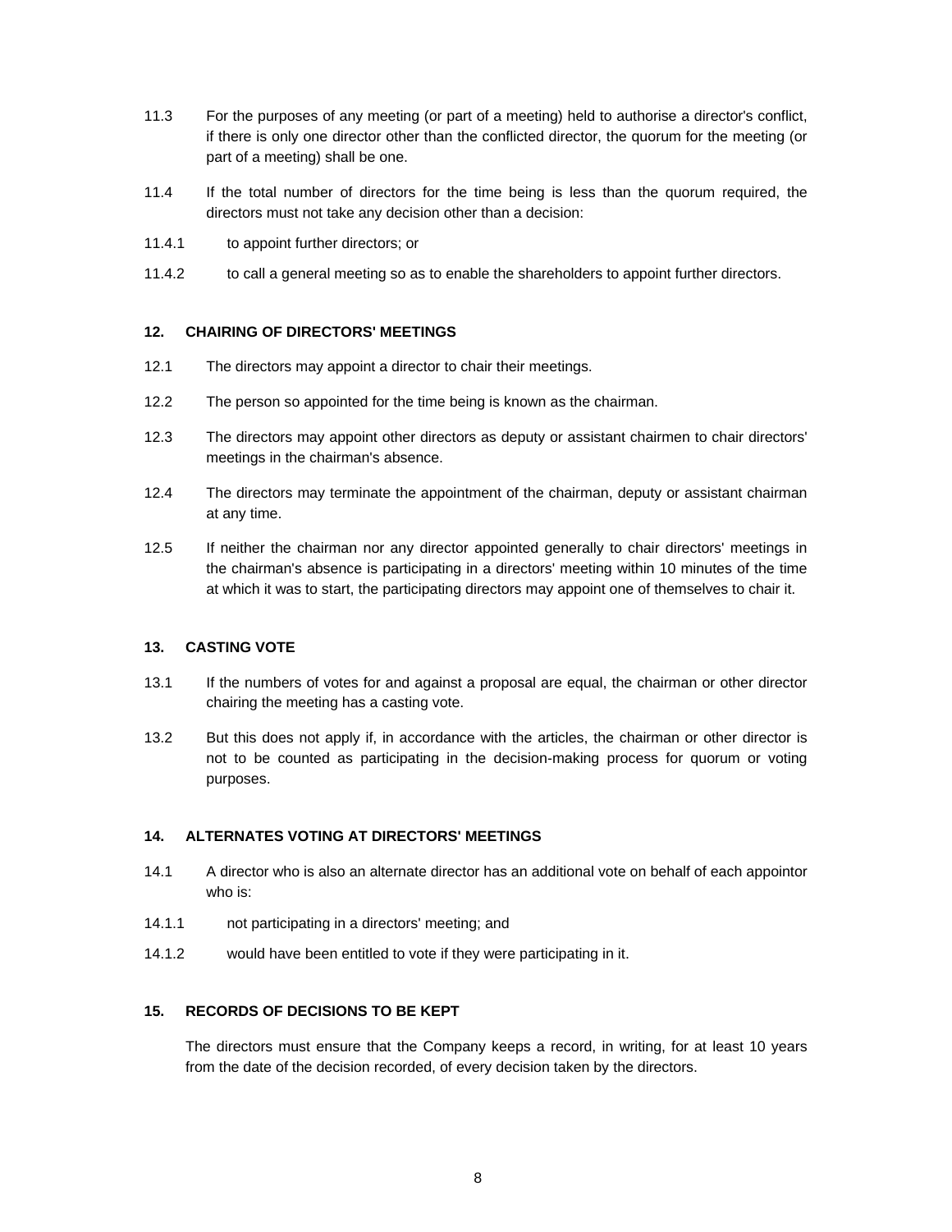11.3 For the purposes of any meeting (or part of a meeting) held to authorise a director's conflict, if there is only one director other than the conflicted director, the quorum for the meeting (or part of a meeting) shall be one.

11.4 If the total number of directors for the time being is less than the quorum required, the directors must not take any decision other than a decision:

11.4.1 to appoint further directors; or

11.4.2 to call a general meeting so as to enable the shareholders to appoint further directors.

**12. CHAIRING OF DIRECTORS' MEETINGS**

12.1 The directors may appoint a director to chair their meetings.

12.2 The person so appointed for the time being is known as the chairman.

12.3 The directors may appoint other directors as deputy or assistant chairmen to chair directors' meetings in the chairman's absence.

12.4 The directors may terminate the appointment of the chairman, deputy or assistant chairman at any time.

12.5 If neither the chairman nor any director appointed generally to chair directors' meetings in the chairman's absence is participating in a directors' meeting within 10 minutes of the time at which it was to start, the participating directors may appoint one of themselves to chair it.

**13. CASTING VOTE**

13.1 If the numbers of votes for and against a proposal are equal, the chairman or other director chairing the meeting has a casting vote.

13.2 But this does not apply if, in accordance with the articles, the chairman or other director is not to be counted as participating in the decision-making process for quorum or voting purposes.

**14. ALTERNATES VOTING AT DIRECTORS' MEETINGS**

14.1 A director who is also an alternate director has an additional vote on behalf of each appointor who is:

14.1.1 not participating in a directors' meeting; and

14.1.2 would have been entitled to vote if they were participating in it.

**15. RECORDS OF DECISIONS TO BE KEPT**

The directors must ensure that the Company keeps a record, in writing, for at least 10 years from the date of the decision recorded, of every decision taken by the directors.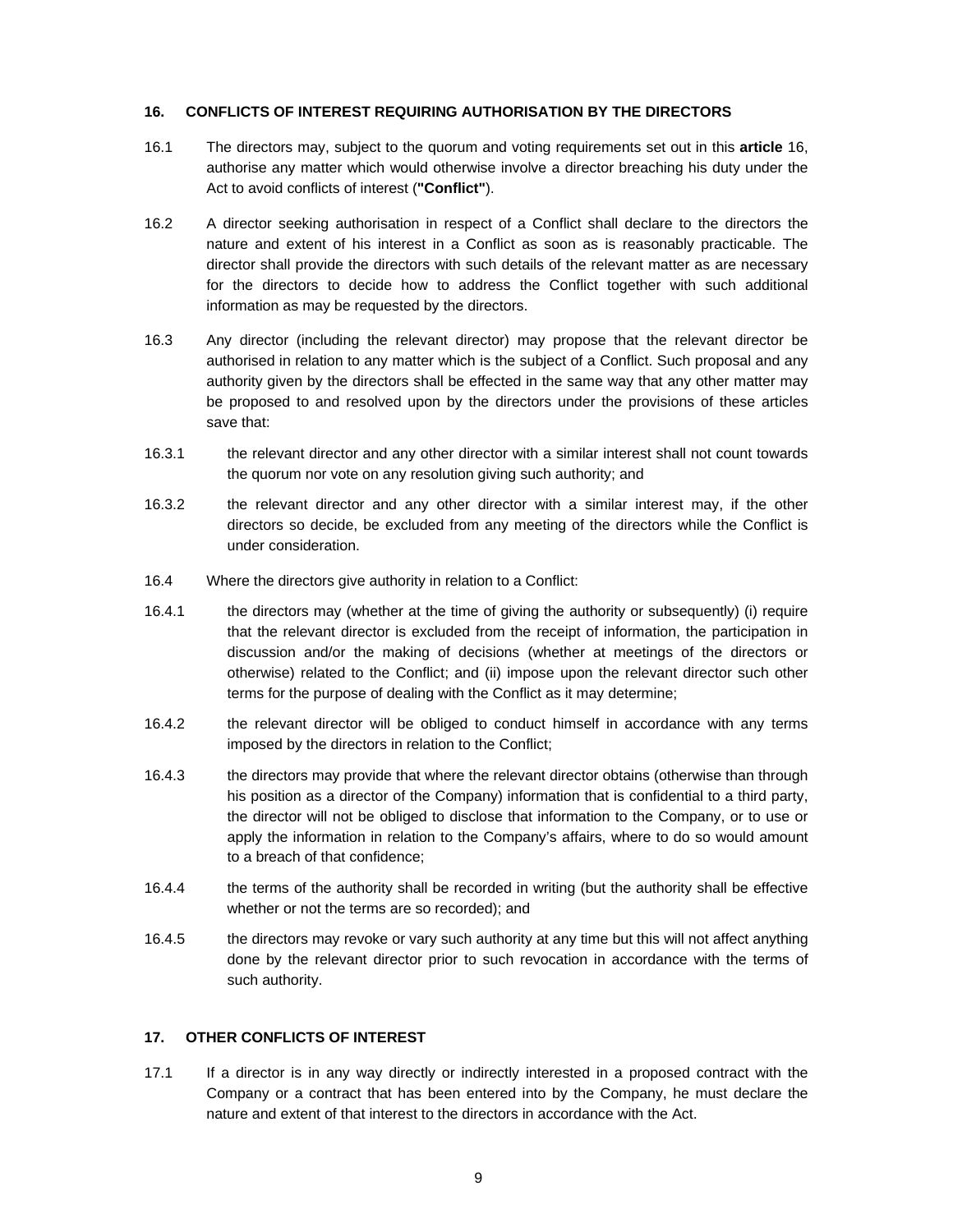## 16. CONFLICTS OF INTEREST REQUIRING AUTHORISATION BY THE DIRECTORS

16.1 The directors may, subject to the quorum and voting requirements set out in this **article** 16, authorise any matter which would otherwise involve a director breaching his duty under the Act to avoid conflicts of interest (**"Conflict"**).

16.2 A director seeking authorisation in respect of a Conflict shall declare to the directors the nature and extent of his interest in a Conflict as soon as is reasonably practicable. The director shall provide the directors with such details of the relevant matter as are necessary for the directors to decide how to address the Conflict together with such additional information as may be requested by the directors.

16.3 Any director (including the relevant director) may propose that the relevant director be authorised in relation to any matter which is the subject of a Conflict. Such proposal and any authority given by the directors shall be effected in the same way that any other matter may be proposed to and resolved upon by the directors under the provisions of these articles save that:

16.3.1 the relevant director and any other director with a similar interest shall not count towards the quorum nor vote on any resolution giving such authority; and

16.3.2 the relevant director and any other director with a similar interest may, if the other directors so decide, be excluded from any meeting of the directors while the Conflict is under consideration.

16.4 Where the directors give authority in relation to a Conflict:

16.4.1 the directors may (whether at the time of giving the authority or subsequently) (i) require that the relevant director is excluded from the receipt of information, the participation in discussion and/or the making of decisions (whether at meetings of the directors or otherwise) related to the Conflict; and (ii) impose upon the relevant director such other terms for the purpose of dealing with the Conflict as it may determine;

16.4.2 the relevant director will be obliged to conduct himself in accordance with any terms imposed by the directors in relation to the Conflict;

16.4.3 the directors may provide that where the relevant director obtains (otherwise than through his position as a director of the Company) information that is confidential to a third party, the director will not be obliged to disclose that information to the Company, or to use or apply the information in relation to the Company's affairs, where to do so would amount to a breach of that confidence;

16.4.4 the terms of the authority shall be recorded in writing (but the authority shall be effective whether or not the terms are so recorded); and

16.4.5 the directors may revoke or vary such authority at any time but this will not affect anything done by the relevant director prior to such revocation in accordance with the terms of such authority.

## 17. OTHER CONFLICTS OF INTEREST

17.1 If a director is in any way directly or indirectly interested in a proposed contract with the Company or a contract that has been entered into by the Company, he must declare the nature and extent of that interest to the directors in accordance with the Act.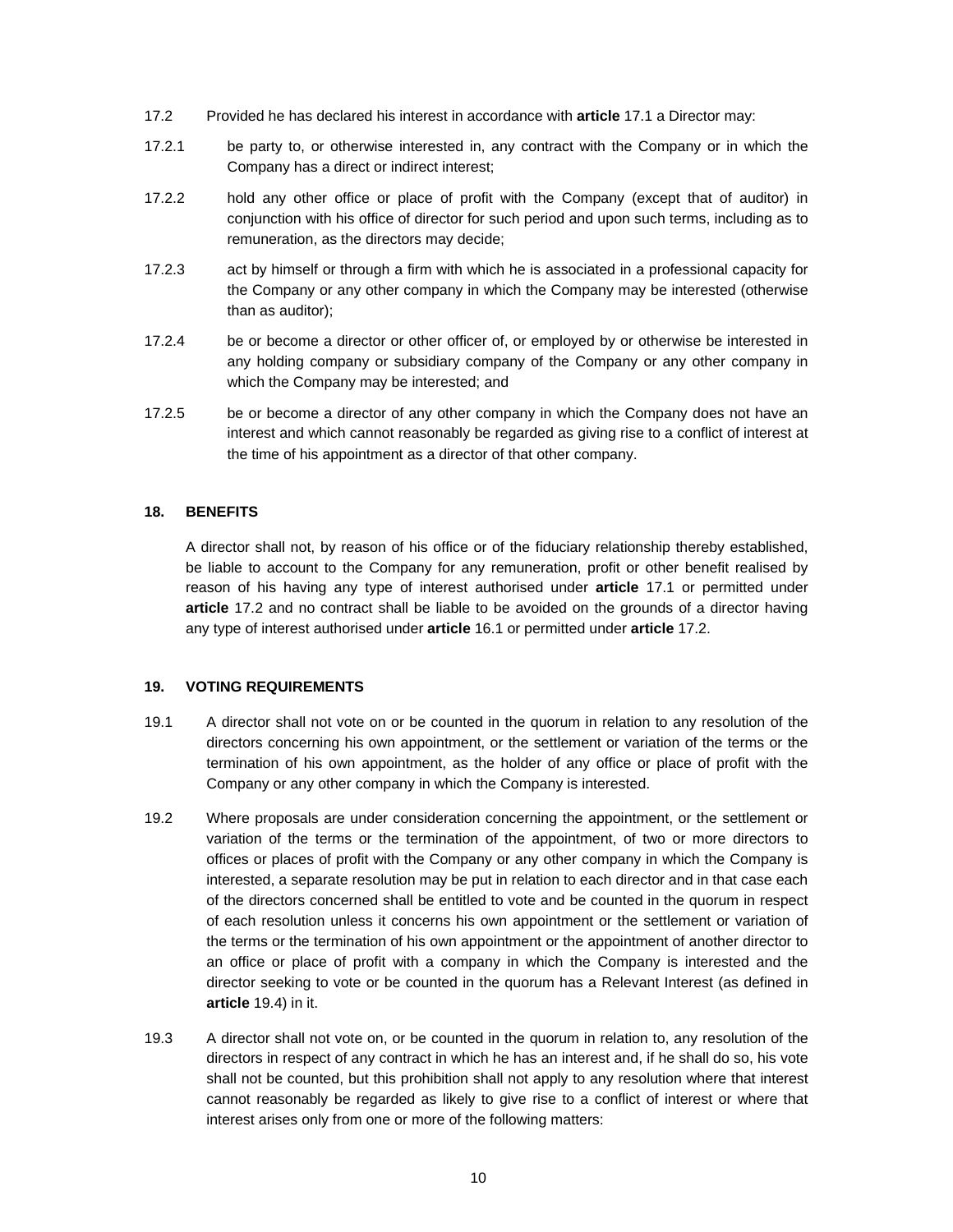17.2 Provided he has declared his interest in accordance with **article** 17.1 a Director may:

17.2.1 be party to, or otherwise interested in, any contract with the Company or in which the Company has a direct or indirect interest;

17.2.2 hold any other office or place of profit with the Company (except that of auditor) in conjunction with his office of director for such period and upon such terms, including as to remuneration, as the directors may decide;

17.2.3 act by himself or through a firm with which he is associated in a professional capacity for the Company or any other company in which the Company may be interested (otherwise than as auditor);

17.2.4 be or become a director or other officer of, or employed by or otherwise be interested in any holding company or subsidiary company of the Company or any other company in which the Company may be interested; and

17.2.5 be or become a director of any other company in which the Company does not have an interest and which cannot reasonably be regarded as giving rise to a conflict of interest at the time of his appointment as a director of that other company.

## 18. BENEFITS

A director shall not, by reason of his office or of the fiduciary relationship thereby established, be liable to account to the Company for any remuneration, profit or other benefit realised by reason of his having any type of interest authorised under **article** 17.1 or permitted under **article** 17.2 and no contract shall be liable to be avoided on the grounds of a director having any type of interest authorised under **article** 16.1 or permitted under **article** 17.2.

## 19. VOTING REQUIREMENTS

19.1 A director shall not vote on or be counted in the quorum in relation to any resolution of the directors concerning his own appointment, or the settlement or variation of the terms or the termination of his own appointment, as the holder of any office or place of profit with the Company or any other company in which the Company is interested.

19.2 Where proposals are under consideration concerning the appointment, or the settlement or variation of the terms or the termination of the appointment, of two or more directors to offices or places of profit with the Company or any other company in which the Company is interested, a separate resolution may be put in relation to each director and in that case each of the directors concerned shall be entitled to vote and be counted in the quorum in respect of each resolution unless it concerns his own appointment or the settlement or variation of the terms or the termination of his own appointment or the appointment of another director to an office or place of profit with a company in which the Company is interested and the director seeking to vote or be counted in the quorum has a Relevant Interest (as defined in **article** 19.4) in it.

19.3 A director shall not vote on, or be counted in the quorum in relation to, any resolution of the directors in respect of any contract in which he has an interest and, if he shall do so, his vote shall not be counted, but this prohibition shall not apply to any resolution where that interest cannot reasonably be regarded as likely to give rise to a conflict of interest or where that interest arises only from one or more of the following matters: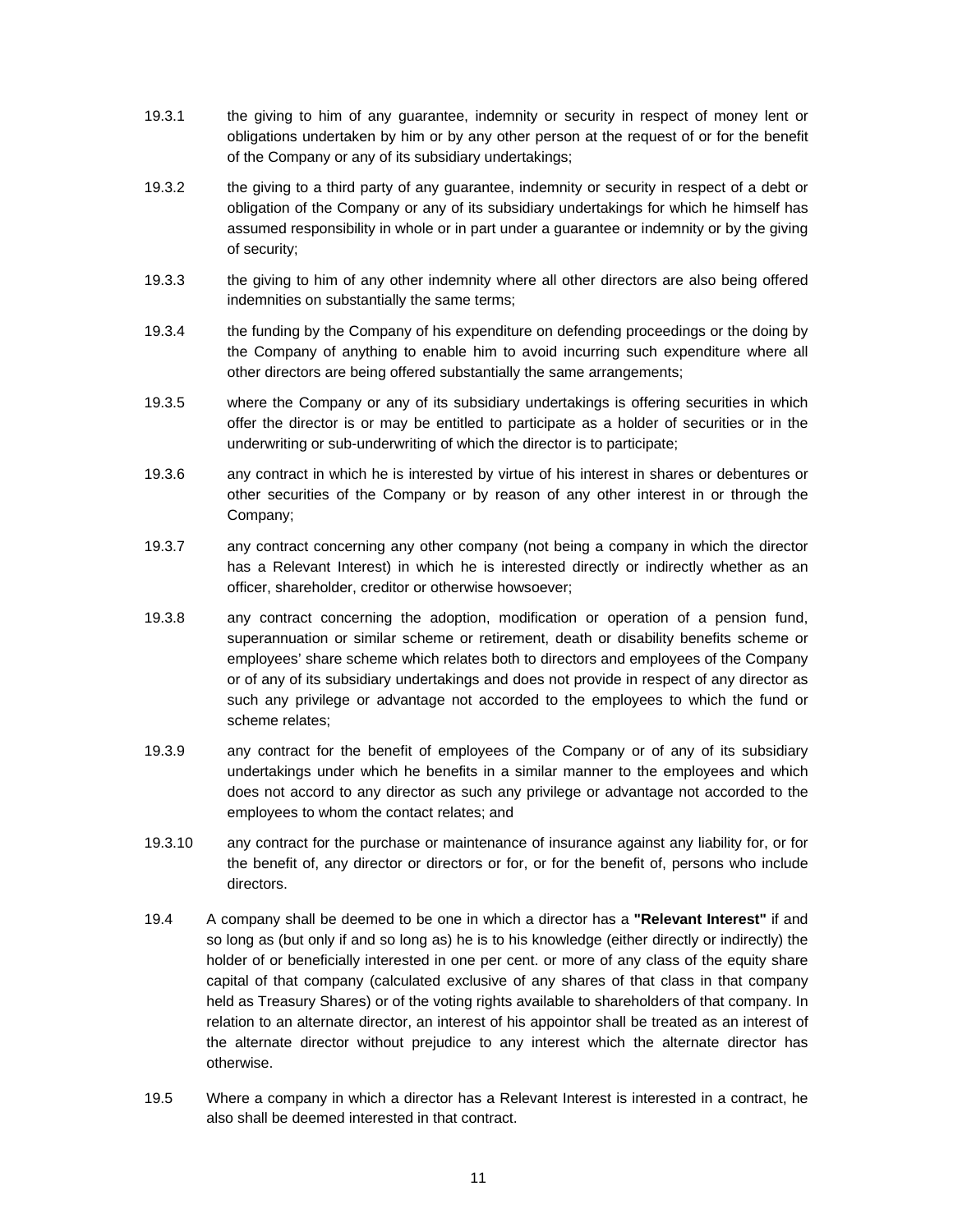19.3.1 the giving to him of any guarantee, indemnity or security in respect of money lent or obligations undertaken by him or by any other person at the request of or for the benefit of the Company or any of its subsidiary undertakings;

19.3.2 the giving to a third party of any guarantee, indemnity or security in respect of a debt or obligation of the Company or any of its subsidiary undertakings for which he himself has assumed responsibility in whole or in part under a guarantee or indemnity or by the giving of security;

19.3.3 the giving to him of any other indemnity where all other directors are also being offered indemnities on substantially the same terms;

19.3.4 the funding by the Company of his expenditure on defending proceedings or the doing by the Company of anything to enable him to avoid incurring such expenditure where all other directors are being offered substantially the same arrangements;

19.3.5 where the Company or any of its subsidiary undertakings is offering securities in which offer the director is or may be entitled to participate as a holder of securities or in the underwriting or sub-underwriting of which the director is to participate;

19.3.6 any contract in which he is interested by virtue of his interest in shares or debentures or other securities of the Company or by reason of any other interest in or through the Company;

19.3.7 any contract concerning any other company (not being a company in which the director has a Relevant Interest) in which he is interested directly or indirectly whether as an officer, shareholder, creditor or otherwise howsoever;

19.3.8 any contract concerning the adoption, modification or operation of a pension fund, superannuation or similar scheme or retirement, death or disability benefits scheme or employees' share scheme which relates both to directors and employees of the Company or of any of its subsidiary undertakings and does not provide in respect of any director as such any privilege or advantage not accorded to the employees to which the fund or scheme relates;

19.3.9 any contract for the benefit of employees of the Company or of any of its subsidiary undertakings under which he benefits in a similar manner to the employees and which does not accord to any director as such any privilege or advantage not accorded to the employees to whom the contact relates; and

19.3.10 any contract for the purchase or maintenance of insurance against any liability for, or for the benefit of, any director or directors or for, or for the benefit of, persons who include directors.

19.4 A company shall be deemed to be one in which a director has a **"Relevant Interest"** if and so long as (but only if and so long as) he is to his knowledge (either directly or indirectly) the holder of or beneficially interested in one per cent. or more of any class of the equity share capital of that company (calculated exclusive of any shares of that class in that company held as Treasury Shares) or of the voting rights available to shareholders of that company. In relation to an alternate director, an interest of his appointor shall be treated as an interest of the alternate director without prejudice to any interest which the alternate director has otherwise.

19.5 Where a company in which a director has a Relevant Interest is interested in a contract, he also shall be deemed interested in that contract.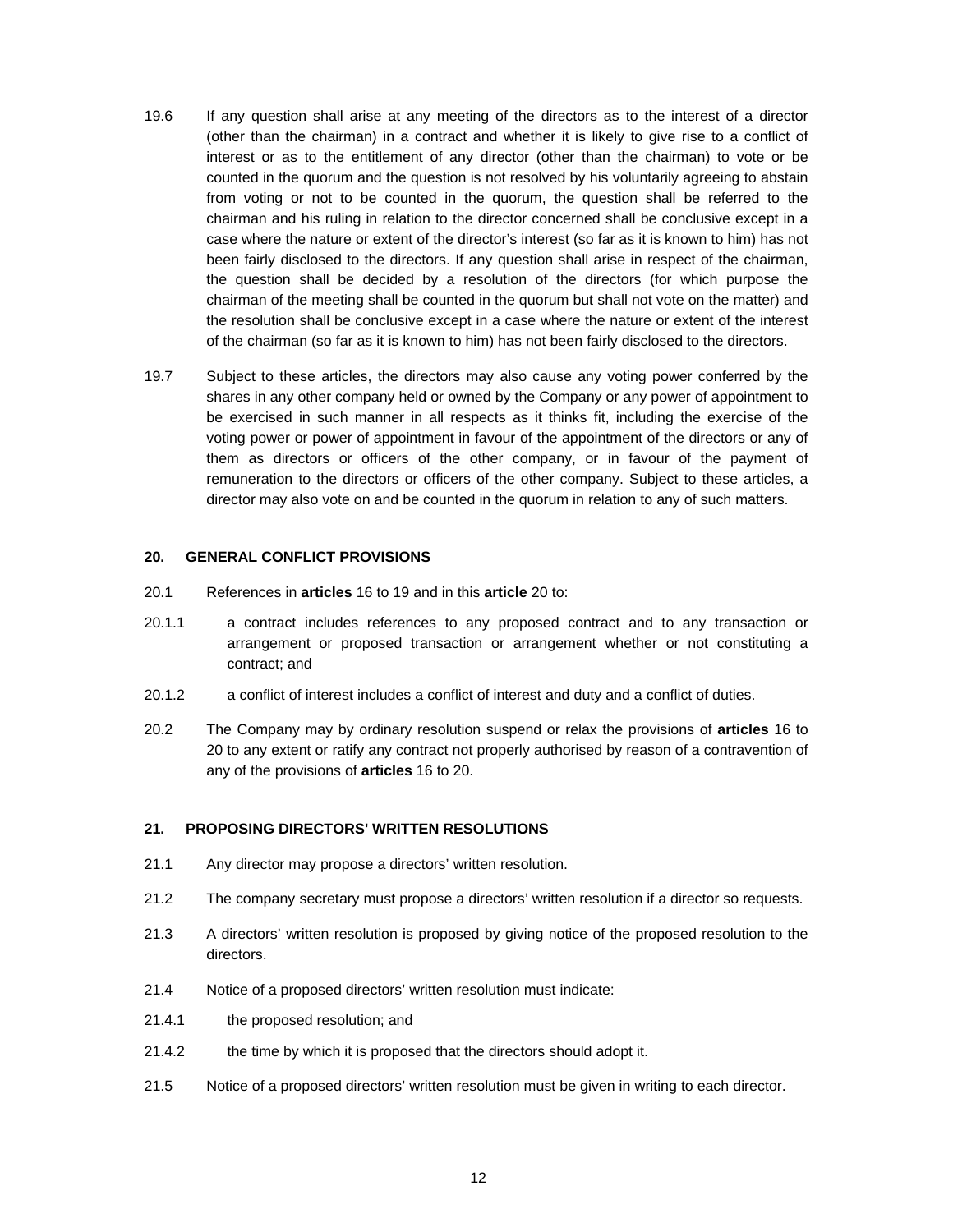19.6 If any question shall arise at any meeting of the directors as to the interest of a director (other than the chairman) in a contract and whether it is likely to give rise to a conflict of interest or as to the entitlement of any director (other than the chairman) to vote or be counted in the quorum and the question is not resolved by his voluntarily agreeing to abstain from voting or not to be counted in the quorum, the question shall be referred to the chairman and his ruling in relation to the director concerned shall be conclusive except in a case where the nature or extent of the director's interest (so far as it is known to him) has not been fairly disclosed to the directors. If any question shall arise in respect of the chairman, the question shall be decided by a resolution of the directors (for which purpose the chairman of the meeting shall be counted in the quorum but shall not vote on the matter) and the resolution shall be conclusive except in a case where the nature or extent of the interest of the chairman (so far as it is known to him) has not been fairly disclosed to the directors.

19.7 Subject to these articles, the directors may also cause any voting power conferred by the shares in any other company held or owned by the Company or any power of appointment to be exercised in such manner in all respects as it thinks fit, including the exercise of the voting power or power of appointment in favour of the appointment of the directors or any of them as directors or officers of the other company, or in favour of the payment of remuneration to the directors or officers of the other company. Subject to these articles, a director may also vote on and be counted in the quorum in relation to any of such matters.

## 20. GENERAL CONFLICT PROVISIONS

20.1 References in **articles** 16 to 19 and in this **article** 20 to:

20.1.1 a contract includes references to any proposed contract and to any transaction or arrangement or proposed transaction or arrangement whether or not constituting a contract; and

20.1.2 a conflict of interest includes a conflict of interest and duty and a conflict of duties.

20.2 The Company may by ordinary resolution suspend or relax the provisions of **articles** 16 to 20 to any extent or ratify any contract not properly authorised by reason of a contravention of any of the provisions of **articles** 16 to 20.

## 21. PROPOSING DIRECTORS' WRITTEN RESOLUTIONS

21.1 Any director may propose a directors' written resolution.

21.2 The company secretary must propose a directors' written resolution if a director so requests.

21.3 A directors' written resolution is proposed by giving notice of the proposed resolution to the directors.

21.4 Notice of a proposed directors' written resolution must indicate:

21.4.1 the proposed resolution; and

21.4.2 the time by which it is proposed that the directors should adopt it.

21.5 Notice of a proposed directors' written resolution must be given in writing to each director.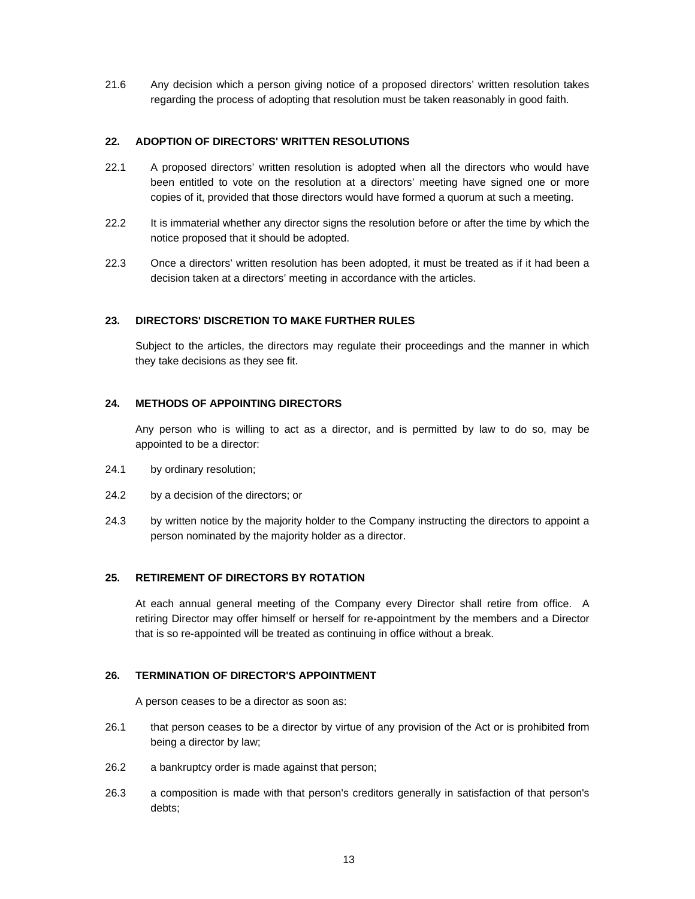21.6 Any decision which a person giving notice of a proposed directors' written resolution takes regarding the process of adopting that resolution must be taken reasonably in good faith.

## 22. ADOPTION OF DIRECTORS' WRITTEN RESOLUTIONS

22.1 A proposed directors' written resolution is adopted when all the directors who would have been entitled to vote on the resolution at a directors' meeting have signed one or more copies of it, provided that those directors would have formed a quorum at such a meeting.

22.2 It is immaterial whether any director signs the resolution before or after the time by which the notice proposed that it should be adopted.

22.3 Once a directors' written resolution has been adopted, it must be treated as if it had been a decision taken at a directors' meeting in accordance with the articles.

## 23. DIRECTORS' DISCRETION TO MAKE FURTHER RULES

Subject to the articles, the directors may regulate their proceedings and the manner in which they take decisions as they see fit.

## 24. METHODS OF APPOINTING DIRECTORS

Any person who is willing to act as a director, and is permitted by law to do so, may be appointed to be a director:

24.1 by ordinary resolution;

24.2 by a decision of the directors; or

24.3 by written notice by the majority holder to the Company instructing the directors to appoint a person nominated by the majority holder as a director.

## 25. RETIREMENT OF DIRECTORS BY ROTATION

At each annual general meeting of the Company every Director shall retire from office. A retiring Director may offer himself or herself for re-appointment by the members and a Director that is so re-appointed will be treated as continuing in office without a break.

## 26. TERMINATION OF DIRECTOR'S APPOINTMENT

A person ceases to be a director as soon as:

26.1 that person ceases to be a director by virtue of any provision of the Act or is prohibited from being a director by law;

26.2 a bankruptcy order is made against that person;

26.3 a composition is made with that person's creditors generally in satisfaction of that person's debts;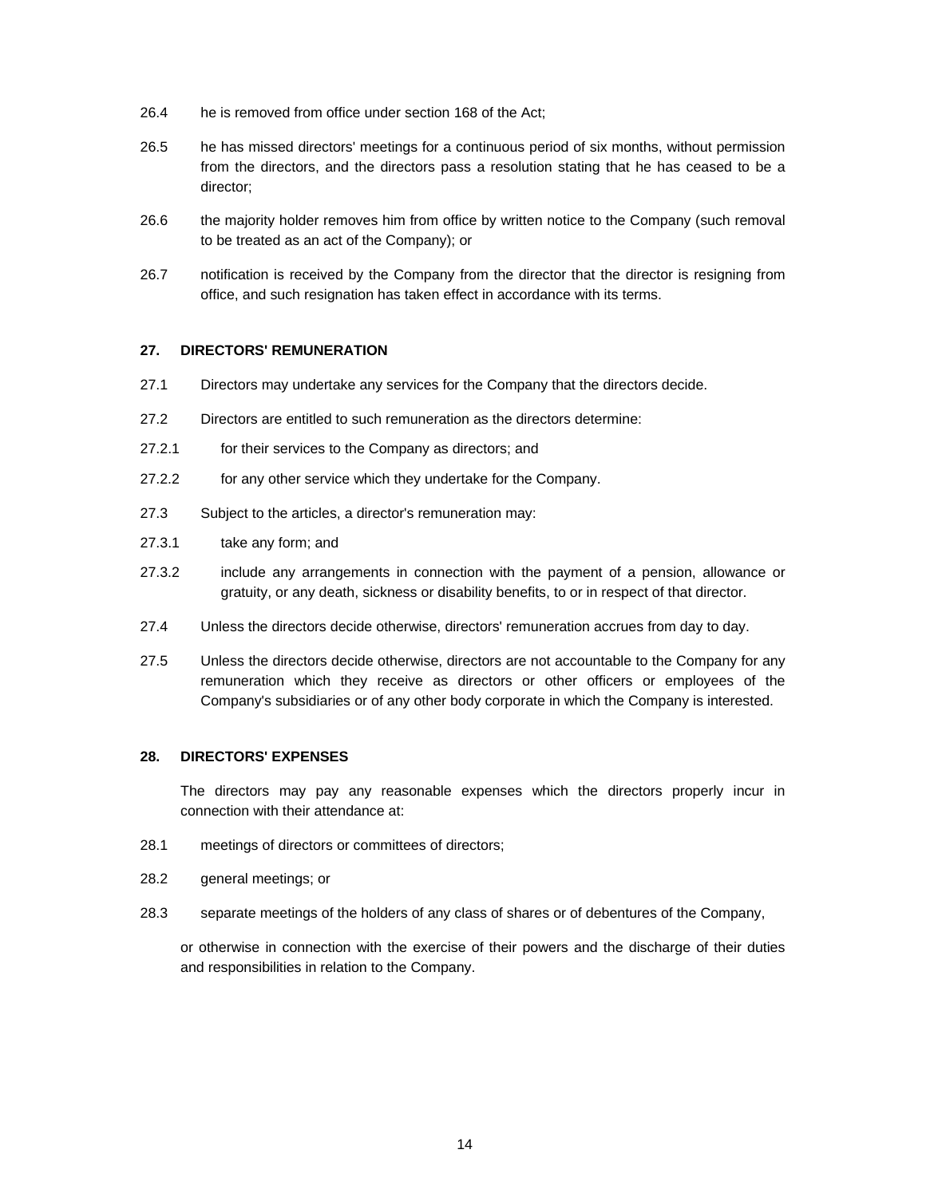26.4 he is removed from office under section 168 of the Act;

26.5 he has missed directors' meetings for a continuous period of six months, without permission from the directors, and the directors pass a resolution stating that he has ceased to be a director;

26.6 the majority holder removes him from office by written notice to the Company (such removal to be treated as an act of the Company); or

26.7 notification is received by the Company from the director that the director is resigning from office, and such resignation has taken effect in accordance with its terms.

### 27. DIRECTORS' REMUNERATION

27.1 Directors may undertake any services for the Company that the directors decide.

27.2 Directors are entitled to such remuneration as the directors determine:

27.2.1 for their services to the Company as directors; and

27.2.2 for any other service which they undertake for the Company.

27.3 Subject to the articles, a director's remuneration may:

27.3.1 take any form; and

27.3.2 include any arrangements in connection with the payment of a pension, allowance or gratuity, or any death, sickness or disability benefits, to or in respect of that director.

27.4 Unless the directors decide otherwise, directors' remuneration accrues from day to day.

27.5 Unless the directors decide otherwise, directors are not accountable to the Company for any remuneration which they receive as directors or other officers or employees of the Company's subsidiaries or of any other body corporate in which the Company is interested.

### 28. DIRECTORS' EXPENSES

The directors may pay any reasonable expenses which the directors properly incur in connection with their attendance at:

28.1 meetings of directors or committees of directors;

28.2 general meetings; or

28.3 separate meetings of the holders of any class of shares or of debentures of the Company,

or otherwise in connection with the exercise of their powers and the discharge of their duties and responsibilities in relation to the Company.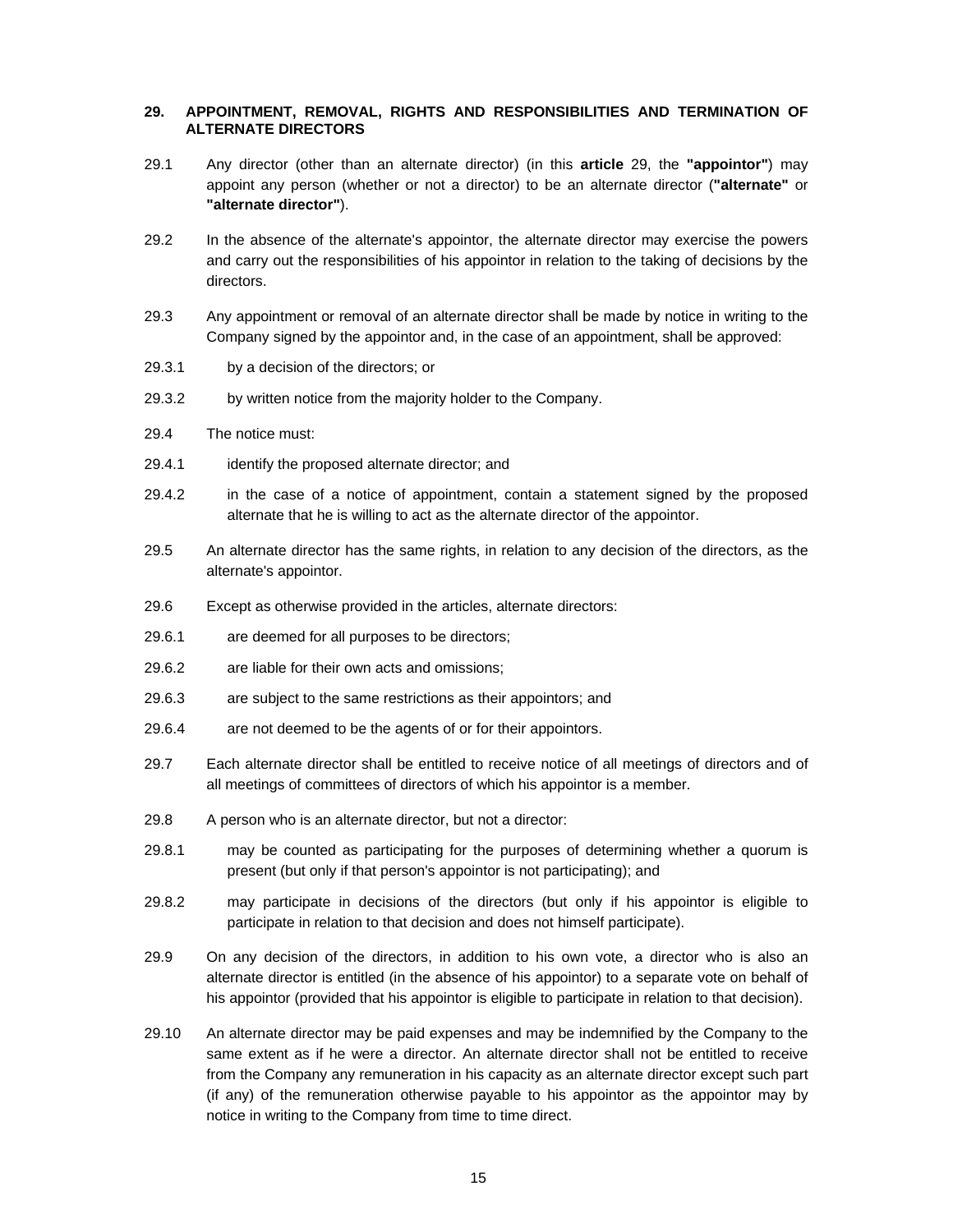## 29. APPOINTMENT, REMOVAL, RIGHTS AND RESPONSIBILITIES AND TERMINATION OF ALTERNATE DIRECTORS

29.1 Any director (other than an alternate director) (in this **article** 29, the **"appointor"**) may appoint any person (whether or not a director) to be an alternate director (**"alternate"** or **"alternate director"**).

29.2 In the absence of the alternate's appointor, the alternate director may exercise the powers and carry out the responsibilities of his appointor in relation to the taking of decisions by the directors.

29.3 Any appointment or removal of an alternate director shall be made by notice in writing to the Company signed by the appointor and, in the case of an appointment, shall be approved:

29.3.1 by a decision of the directors; or

29.3.2 by written notice from the majority holder to the Company.

29.4 The notice must:

29.4.1 identify the proposed alternate director; and

29.4.2 in the case of a notice of appointment, contain a statement signed by the proposed alternate that he is willing to act as the alternate director of the appointor.

29.5 An alternate director has the same rights, in relation to any decision of the directors, as the alternate's appointor.

29.6 Except as otherwise provided in the articles, alternate directors:

29.6.1 are deemed for all purposes to be directors;

29.6.2 are liable for their own acts and omissions;

29.6.3 are subject to the same restrictions as their appointors; and

29.6.4 are not deemed to be the agents of or for their appointors.

29.7 Each alternate director shall be entitled to receive notice of all meetings of directors and of all meetings of committees of directors of which his appointor is a member.

29.8 A person who is an alternate director, but not a director:

29.8.1 may be counted as participating for the purposes of determining whether a quorum is present (but only if that person's appointor is not participating); and

29.8.2 may participate in decisions of the directors (but only if his appointor is eligible to participate in relation to that decision and does not himself participate).

29.9 On any decision of the directors, in addition to his own vote, a director who is also an alternate director is entitled (in the absence of his appointor) to a separate vote on behalf of his appointor (provided that his appointor is eligible to participate in relation to that decision).

29.10 An alternate director may be paid expenses and may be indemnified by the Company to the same extent as if he were a director. An alternate director shall not be entitled to receive from the Company any remuneration in his capacity as an alternate director except such part (if any) of the remuneration otherwise payable to his appointor as the appointor may by notice in writing to the Company from time to time direct.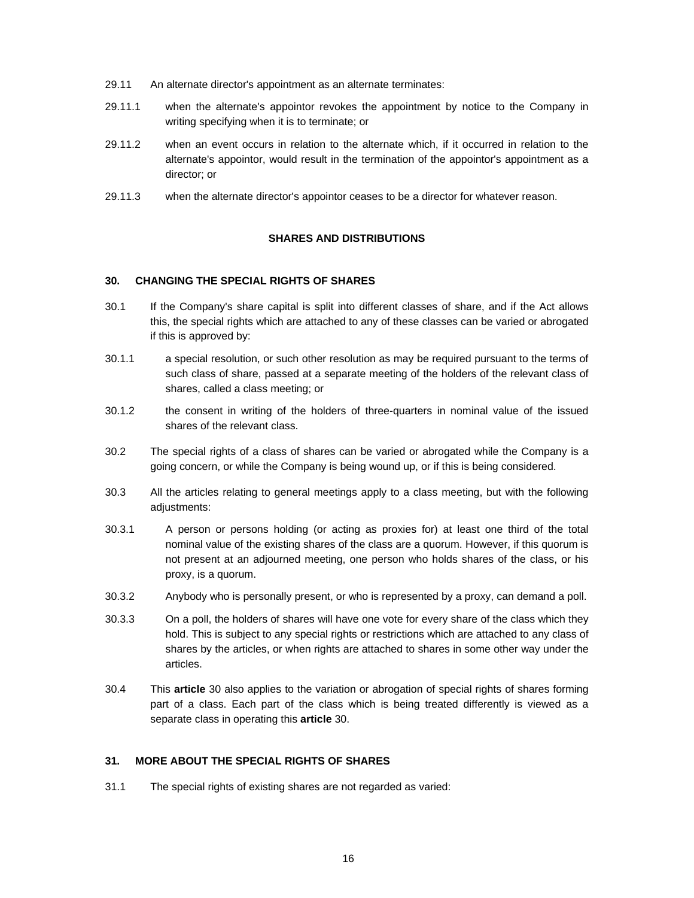29.11 An alternate director's appointment as an alternate terminates:

29.11.1 when the alternate's appointor revokes the appointment by notice to the Company in writing specifying when it is to terminate; or

29.11.2 when an event occurs in relation to the alternate which, if it occurred in relation to the alternate's appointor, would result in the termination of the appointor's appointment as a director; or

29.11.3 when the alternate director's appointor ceases to be a director for whatever reason.

## SHARES AND DISTRIBUTIONS

### 30. CHANGING THE SPECIAL RIGHTS OF SHARES

30.1 If the Company's share capital is split into different classes of share, and if the Act allows this, the special rights which are attached to any of these classes can be varied or abrogated if this is approved by:

30.1.1 a special resolution, or such other resolution as may be required pursuant to the terms of such class of share, passed at a separate meeting of the holders of the relevant class of shares, called a class meeting; or

30.1.2 the consent in writing of the holders of three-quarters in nominal value of the issued shares of the relevant class.

30.2 The special rights of a class of shares can be varied or abrogated while the Company is a going concern, or while the Company is being wound up, or if this is being considered.

30.3 All the articles relating to general meetings apply to a class meeting, but with the following adjustments:

30.3.1 A person or persons holding (or acting as proxies for) at least one third of the total nominal value of the existing shares of the class are a quorum. However, if this quorum is not present at an adjourned meeting, one person who holds shares of the class, or his proxy, is a quorum.

30.3.2 Anybody who is personally present, or who is represented by a proxy, can demand a poll.

30.3.3 On a poll, the holders of shares will have one vote for every share of the class which they hold. This is subject to any special rights or restrictions which are attached to any class of shares by the articles, or when rights are attached to shares in some other way under the articles.

30.4 This **article** 30 also applies to the variation or abrogation of special rights of shares forming part of a class. Each part of the class which is being treated differently is viewed as a separate class in operating this **article** 30.

### 31. MORE ABOUT THE SPECIAL RIGHTS OF SHARES

31.1 The special rights of existing shares are not regarded as varied: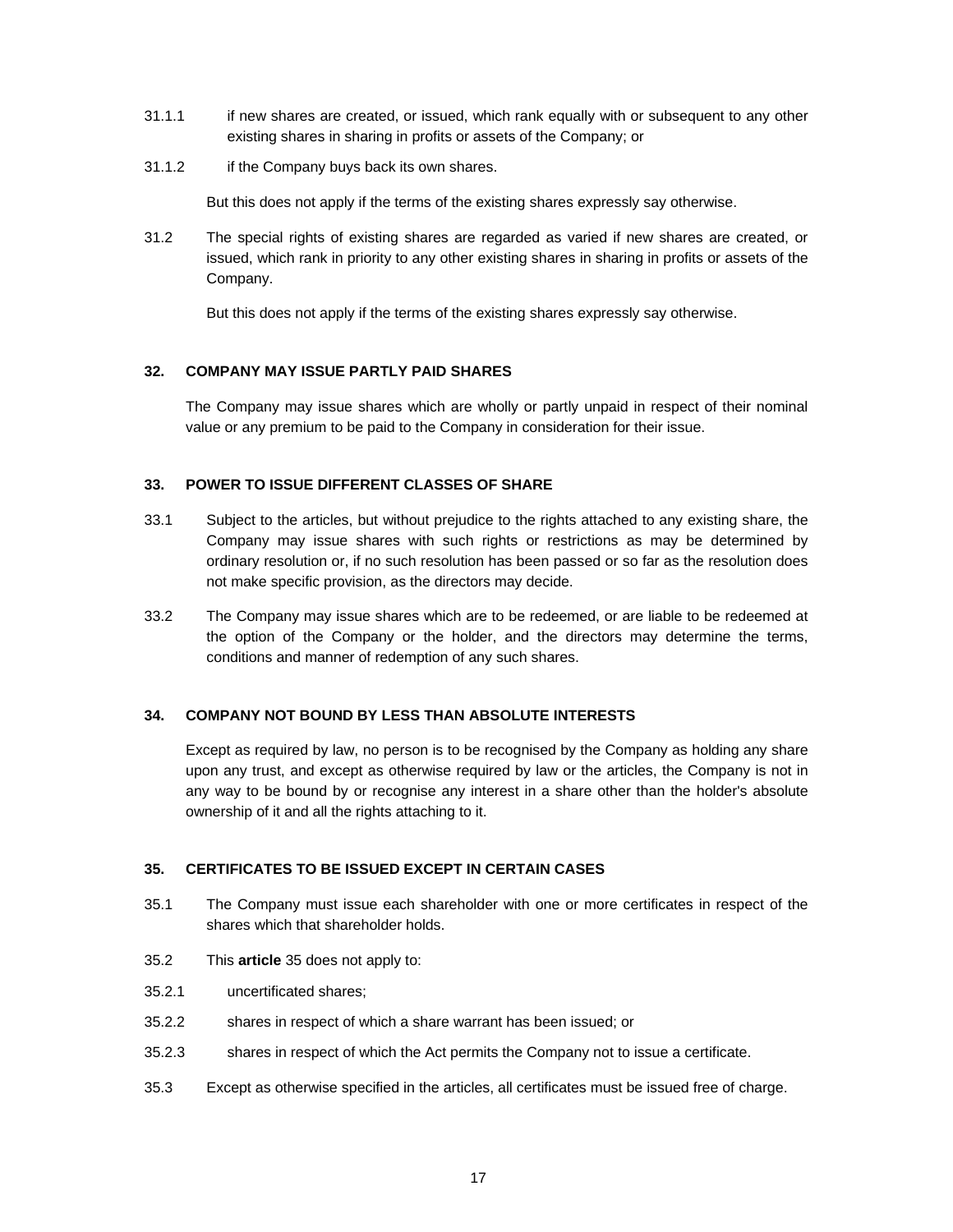31.1.1 if new shares are created, or issued, which rank equally with or subsequent to any other existing shares in sharing in profits or assets of the Company; or

31.1.2 if the Company buys back its own shares.

But this does not apply if the terms of the existing shares expressly say otherwise.

31.2 The special rights of existing shares are regarded as varied if new shares are created, or issued, which rank in priority to any other existing shares in sharing in profits or assets of the Company.

But this does not apply if the terms of the existing shares expressly say otherwise.

### 32. COMPANY MAY ISSUE PARTLY PAID SHARES

The Company may issue shares which are wholly or partly unpaid in respect of their nominal value or any premium to be paid to the Company in consideration for their issue.

### 33. POWER TO ISSUE DIFFERENT CLASSES OF SHARE

33.1 Subject to the articles, but without prejudice to the rights attached to any existing share, the Company may issue shares with such rights or restrictions as may be determined by ordinary resolution or, if no such resolution has been passed or so far as the resolution does not make specific provision, as the directors may decide.

33.2 The Company may issue shares which are to be redeemed, or are liable to be redeemed at the option of the Company or the holder, and the directors may determine the terms, conditions and manner of redemption of any such shares.

### 34. COMPANY NOT BOUND BY LESS THAN ABSOLUTE INTERESTS

Except as required by law, no person is to be recognised by the Company as holding any share upon any trust, and except as otherwise required by law or the articles, the Company is not in any way to be bound by or recognise any interest in a share other than the holder's absolute ownership of it and all the rights attaching to it.

### 35. CERTIFICATES TO BE ISSUED EXCEPT IN CERTAIN CASES

35.1 The Company must issue each shareholder with one or more certificates in respect of the shares which that shareholder holds.

35.2 This **article** 35 does not apply to:

35.2.1 uncertificated shares;

35.2.2 shares in respect of which a share warrant has been issued; or

35.2.3 shares in respect of which the Act permits the Company not to issue a certificate.

35.3 Except as otherwise specified in the articles, all certificates must be issued free of charge.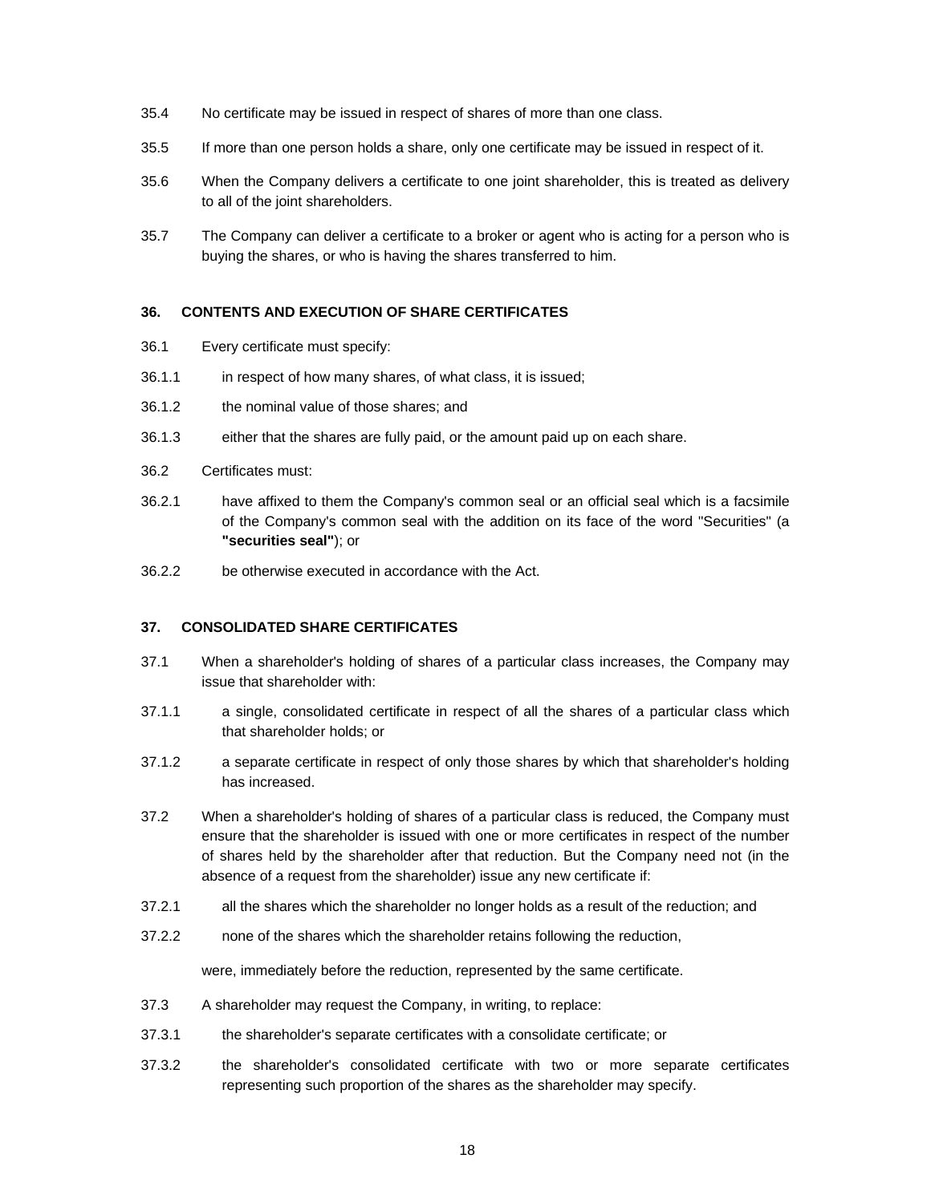35.4 No certificate may be issued in respect of shares of more than one class.

35.5 If more than one person holds a share, only one certificate may be issued in respect of it.

35.6 When the Company delivers a certificate to one joint shareholder, this is treated as delivery to all of the joint shareholders.

35.7 The Company can deliver a certificate to a broker or agent who is acting for a person who is buying the shares, or who is having the shares transferred to him.

### 36. CONTENTS AND EXECUTION OF SHARE CERTIFICATES

36.1 Every certificate must specify:

36.1.1 in respect of how many shares, of what class, it is issued;

36.1.2 the nominal value of those shares; and

36.1.3 either that the shares are fully paid, or the amount paid up on each share.

36.2 Certificates must:

36.2.1 have affixed to them the Company's common seal or an official seal which is a facsimile of the Company's common seal with the addition on its face of the word "Securities" (a **"securities seal"**); or

36.2.2 be otherwise executed in accordance with the Act.

### 37. CONSOLIDATED SHARE CERTIFICATES

37.1 When a shareholder's holding of shares of a particular class increases, the Company may issue that shareholder with:

37.1.1 a single, consolidated certificate in respect of all the shares of a particular class which that shareholder holds; or

37.1.2 a separate certificate in respect of only those shares by which that shareholder's holding has increased.

37.2 When a shareholder's holding of shares of a particular class is reduced, the Company must ensure that the shareholder is issued with one or more certificates in respect of the number of shares held by the shareholder after that reduction. But the Company need not (in the absence of a request from the shareholder) issue any new certificate if:

37.2.1 all the shares which the shareholder no longer holds as a result of the reduction; and

37.2.2 none of the shares which the shareholder retains following the reduction,

were, immediately before the reduction, represented by the same certificate.

37.3 A shareholder may request the Company, in writing, to replace:

37.3.1 the shareholder's separate certificates with a consolidate certificate; or

37.3.2 the shareholder's consolidated certificate with two or more separate certificates representing such proportion of the shares as the shareholder may specify.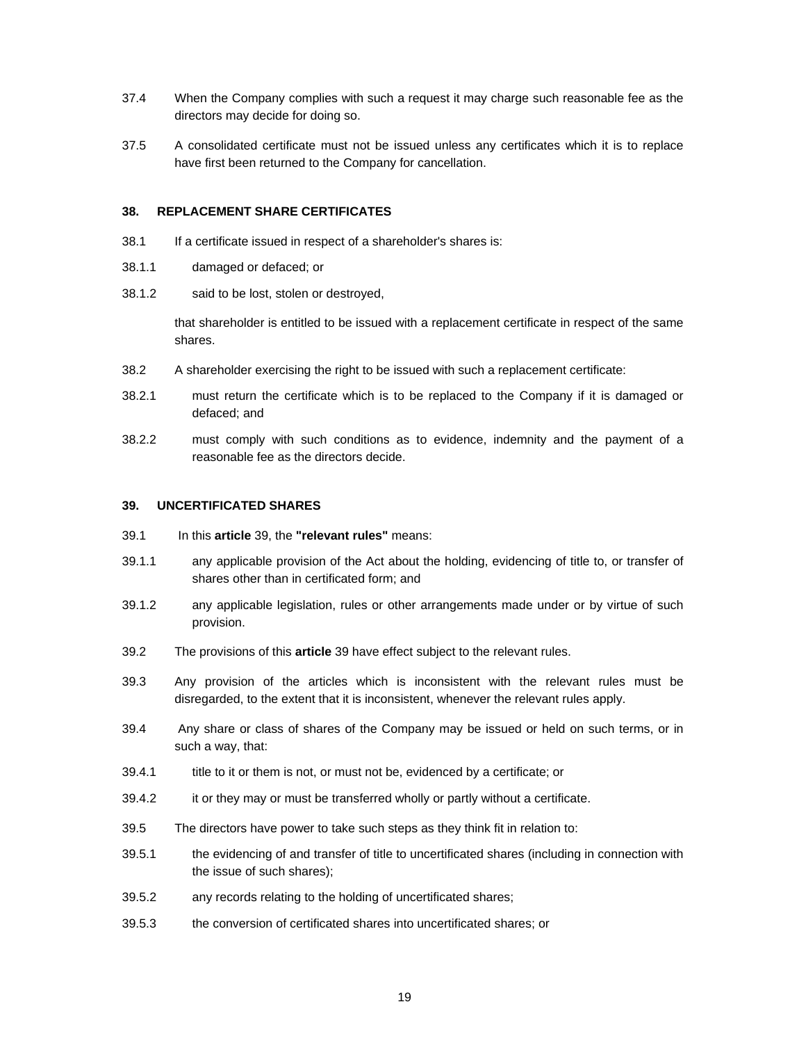37.4 When the Company complies with such a request it may charge such reasonable fee as the directors may decide for doing so.

37.5 A consolidated certificate must not be issued unless any certificates which it is to replace have first been returned to the Company for cancellation.

### 38. REPLACEMENT SHARE CERTIFICATES

38.1 If a certificate issued in respect of a shareholder's shares is:

38.1.1 damaged or defaced; or

38.1.2 said to be lost, stolen or destroyed,

that shareholder is entitled to be issued with a replacement certificate in respect of the same shares.

38.2 A shareholder exercising the right to be issued with such a replacement certificate:

38.2.1 must return the certificate which is to be replaced to the Company if it is damaged or defaced; and

38.2.2 must comply with such conditions as to evidence, indemnity and the payment of a reasonable fee as the directors decide.

### 39. UNCERTIFICATED SHARES

39.1 In this **article** 39, the **"relevant rules"** means:

39.1.1 any applicable provision of the Act about the holding, evidencing of title to, or transfer of shares other than in certificated form; and

39.1.2 any applicable legislation, rules or other arrangements made under or by virtue of such provision.

39.2 The provisions of this **article** 39 have effect subject to the relevant rules.

39.3 Any provision of the articles which is inconsistent with the relevant rules must be disregarded, to the extent that it is inconsistent, whenever the relevant rules apply.

39.4 Any share or class of shares of the Company may be issued or held on such terms, or in such a way, that:

39.4.1 title to it or them is not, or must not be, evidenced by a certificate; or

39.4.2 it or they may or must be transferred wholly or partly without a certificate.

39.5 The directors have power to take such steps as they think fit in relation to:

39.5.1 the evidencing of and transfer of title to uncertificated shares (including in connection with the issue of such shares);

39.5.2 any records relating to the holding of uncertificated shares;

39.5.3 the conversion of certificated shares into uncertificated shares; or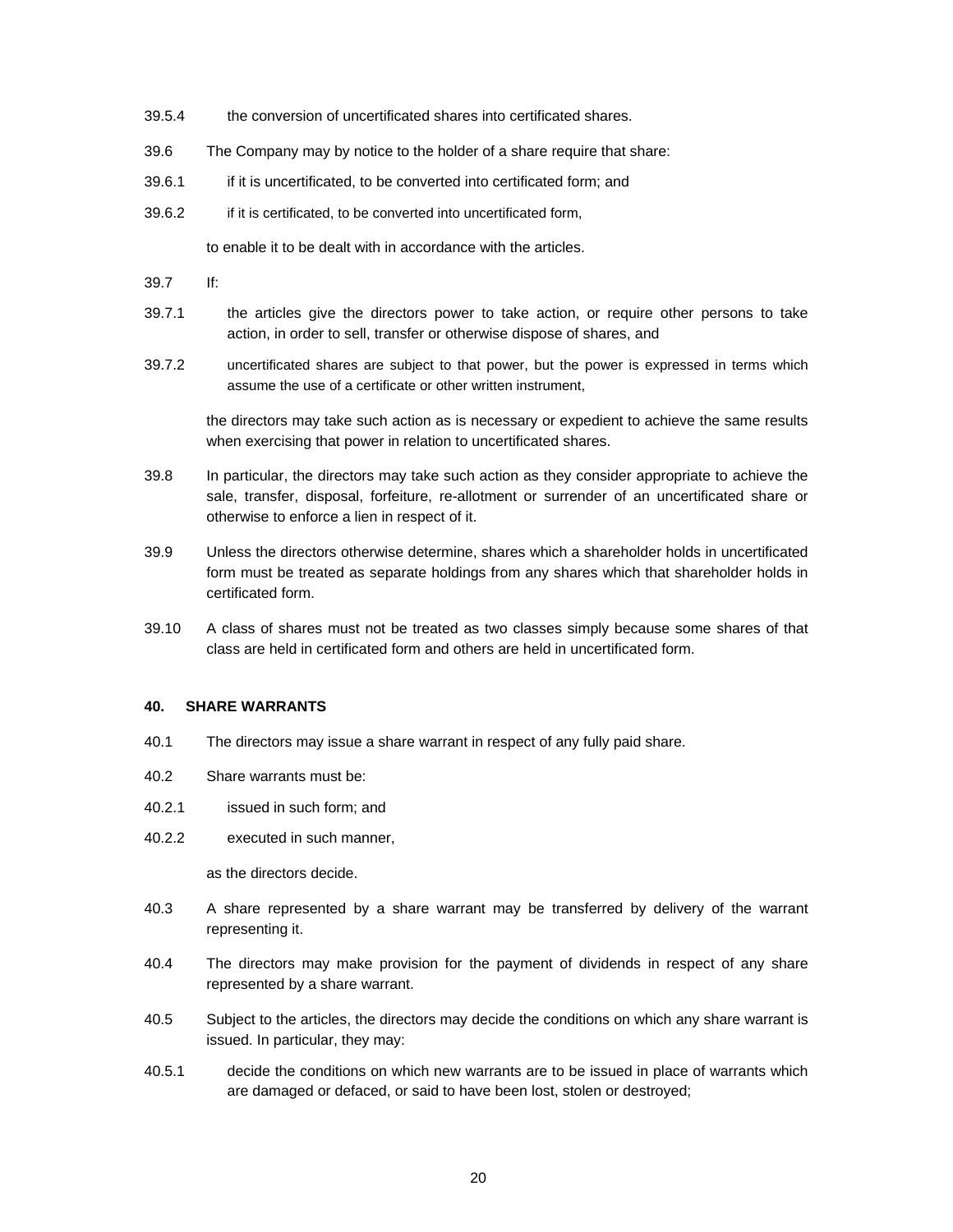39.5.4 the conversion of uncertificated shares into certificated shares.

39.6 The Company may by notice to the holder of a share require that share:

39.6.1 if it is uncertificated, to be converted into certificated form; and

39.6.2 if it is certificated, to be converted into uncertificated form,

to enable it to be dealt with in accordance with the articles.

39.7 If:

39.7.1 the articles give the directors power to take action, or require other persons to take action, in order to sell, transfer or otherwise dispose of shares, and

39.7.2 uncertificated shares are subject to that power, but the power is expressed in terms which assume the use of a certificate or other written instrument,

the directors may take such action as is necessary or expedient to achieve the same results when exercising that power in relation to uncertificated shares.

39.8 In particular, the directors may take such action as they consider appropriate to achieve the sale, transfer, disposal, forfeiture, re-allotment or surrender of an uncertificated share or otherwise to enforce a lien in respect of it.

39.9 Unless the directors otherwise determine, shares which a shareholder holds in uncertificated form must be treated as separate holdings from any shares which that shareholder holds in certificated form.

39.10 A class of shares must not be treated as two classes simply because some shares of that class are held in certificated form and others are held in uncertificated form.

**40. SHARE WARRANTS**

40.1 The directors may issue a share warrant in respect of any fully paid share.

40.2 Share warrants must be:

40.2.1 issued in such form; and

40.2.2 executed in such manner,

as the directors decide.

40.3 A share represented by a share warrant may be transferred by delivery of the warrant representing it.

40.4 The directors may make provision for the payment of dividends in respect of any share represented by a share warrant.

40.5 Subject to the articles, the directors may decide the conditions on which any share warrant is issued. In particular, they may:

40.5.1 decide the conditions on which new warrants are to be issued in place of warrants which are damaged or defaced, or said to have been lost, stolen or destroyed;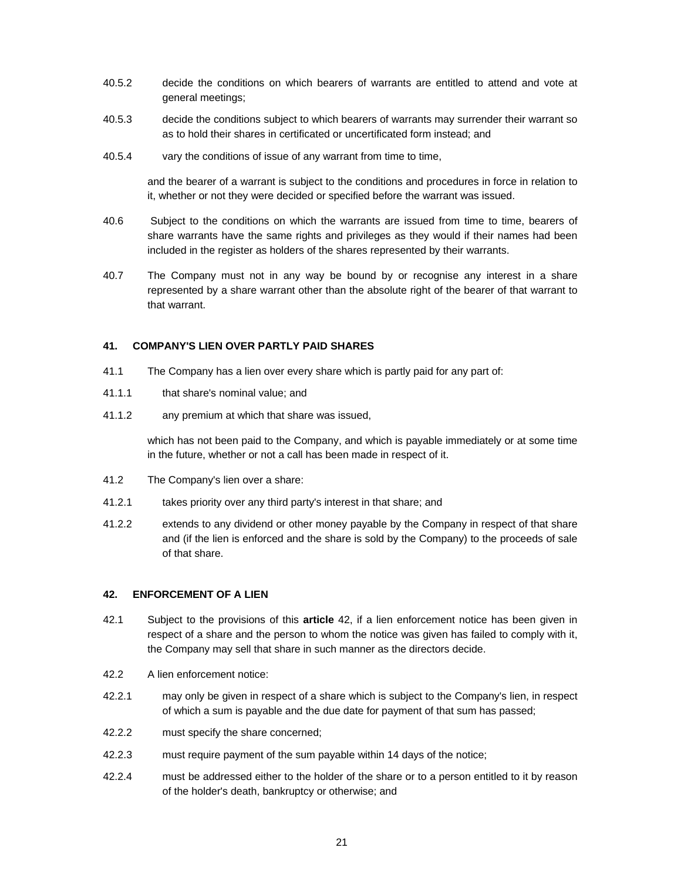40.5.2 decide the conditions on which bearers of warrants are entitled to attend and vote at general meetings;

40.5.3 decide the conditions subject to which bearers of warrants may surrender their warrant so as to hold their shares in certificated or uncertificated form instead; and

40.5.4 vary the conditions of issue of any warrant from time to time,

and the bearer of a warrant is subject to the conditions and procedures in force in relation to it, whether or not they were decided or specified before the warrant was issued.

40.6 Subject to the conditions on which the warrants are issued from time to time, bearers of share warrants have the same rights and privileges as they would if their names had been included in the register as holders of the shares represented by their warrants.

40.7 The Company must not in any way be bound by or recognise any interest in a share represented by a share warrant other than the absolute right of the bearer of that warrant to that warrant.

**41. COMPANY'S LIEN OVER PARTLY PAID SHARES**

41.1 The Company has a lien over every share which is partly paid for any part of:

41.1.1 that share's nominal value; and

41.1.2 any premium at which that share was issued,

which has not been paid to the Company, and which is payable immediately or at some time in the future, whether or not a call has been made in respect of it.

41.2 The Company's lien over a share:

41.2.1 takes priority over any third party's interest in that share; and

41.2.2 extends to any dividend or other money payable by the Company in respect of that share and (if the lien is enforced and the share is sold by the Company) to the proceeds of sale of that share.

**42. ENFORCEMENT OF A LIEN**

42.1 Subject to the provisions of this **article** 42, if a lien enforcement notice has been given in respect of a share and the person to whom the notice was given has failed to comply with it, the Company may sell that share in such manner as the directors decide.

42.2 A lien enforcement notice:

42.2.1 may only be given in respect of a share which is subject to the Company's lien, in respect of which a sum is payable and the due date for payment of that sum has passed;

42.2.2 must specify the share concerned;

42.2.3 must require payment of the sum payable within 14 days of the notice;

42.2.4 must be addressed either to the holder of the share or to a person entitled to it by reason of the holder's death, bankruptcy or otherwise; and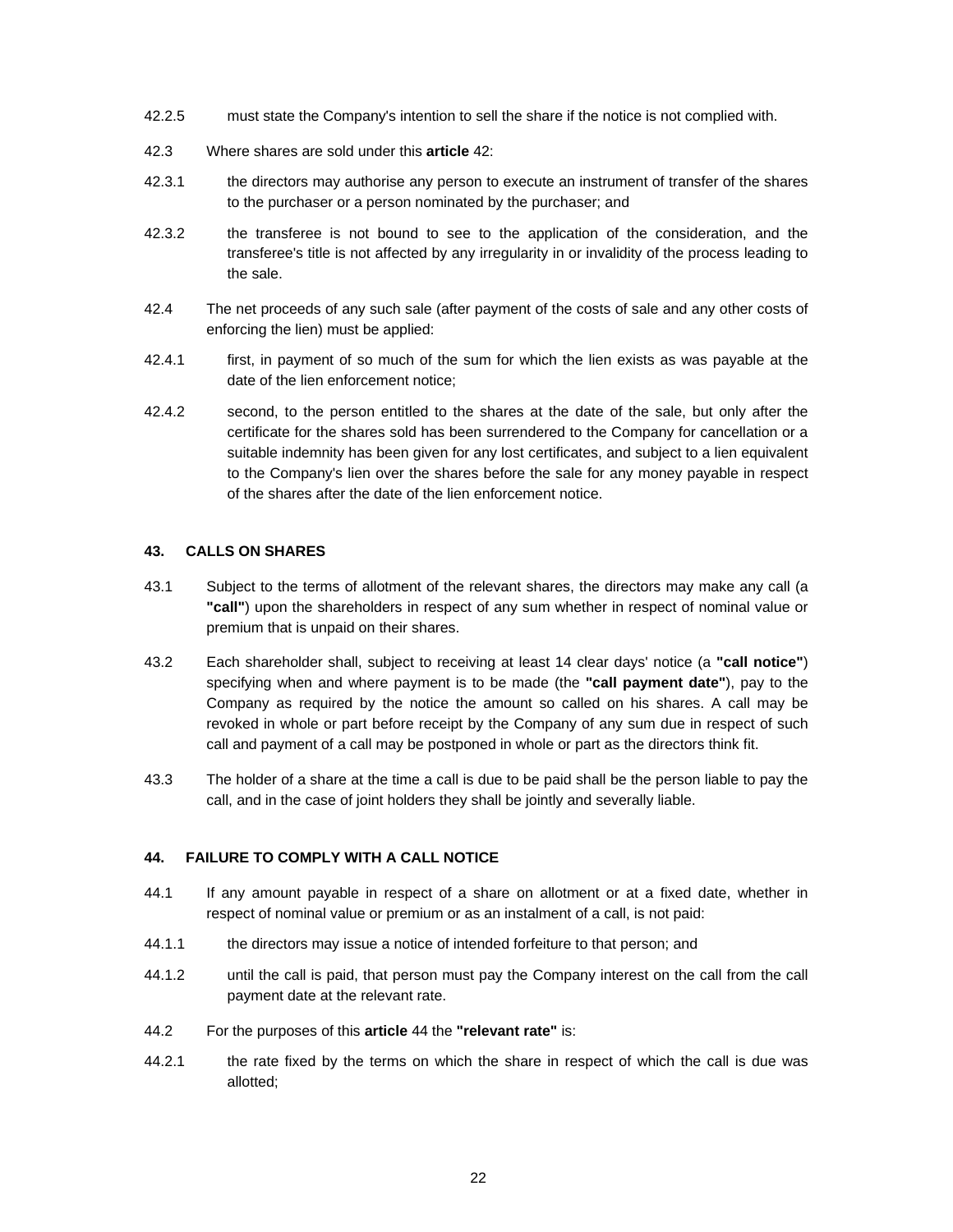42.2.5 must state the Company's intention to sell the share if the notice is not complied with.

42.3 Where shares are sold under this **article** 42:

42.3.1 the directors may authorise any person to execute an instrument of transfer of the shares to the purchaser or a person nominated by the purchaser; and

42.3.2 the transferee is not bound to see to the application of the consideration, and the transferee's title is not affected by any irregularity in or invalidity of the process leading to the sale.

42.4 The net proceeds of any such sale (after payment of the costs of sale and any other costs of enforcing the lien) must be applied:

42.4.1 first, in payment of so much of the sum for which the lien exists as was payable at the date of the lien enforcement notice;

42.4.2 second, to the person entitled to the shares at the date of the sale, but only after the certificate for the shares sold has been surrendered to the Company for cancellation or a suitable indemnity has been given for any lost certificates, and subject to a lien equivalent to the Company's lien over the shares before the sale for any money payable in respect of the shares after the date of the lien enforcement notice.

### 43. CALLS ON SHARES

43.1 Subject to the terms of allotment of the relevant shares, the directors may make any call (a **"call"**) upon the shareholders in respect of any sum whether in respect of nominal value or premium that is unpaid on their shares.

43.2 Each shareholder shall, subject to receiving at least 14 clear days' notice (a **"call notice"**) specifying when and where payment is to be made (the **"call payment date"**), pay to the Company as required by the notice the amount so called on his shares. A call may be revoked in whole or part before receipt by the Company of any sum due in respect of such call and payment of a call may be postponed in whole or part as the directors think fit.

43.3 The holder of a share at the time a call is due to be paid shall be the person liable to pay the call, and in the case of joint holders they shall be jointly and severally liable.

### 44. FAILURE TO COMPLY WITH A CALL NOTICE

44.1 If any amount payable in respect of a share on allotment or at a fixed date, whether in respect of nominal value or premium or as an instalment of a call, is not paid:

44.1.1 the directors may issue a notice of intended forfeiture to that person; and

44.1.2 until the call is paid, that person must pay the Company interest on the call from the call payment date at the relevant rate.

44.2 For the purposes of this **article** 44 the **"relevant rate"** is:

44.2.1 the rate fixed by the terms on which the share in respect of which the call is due was allotted;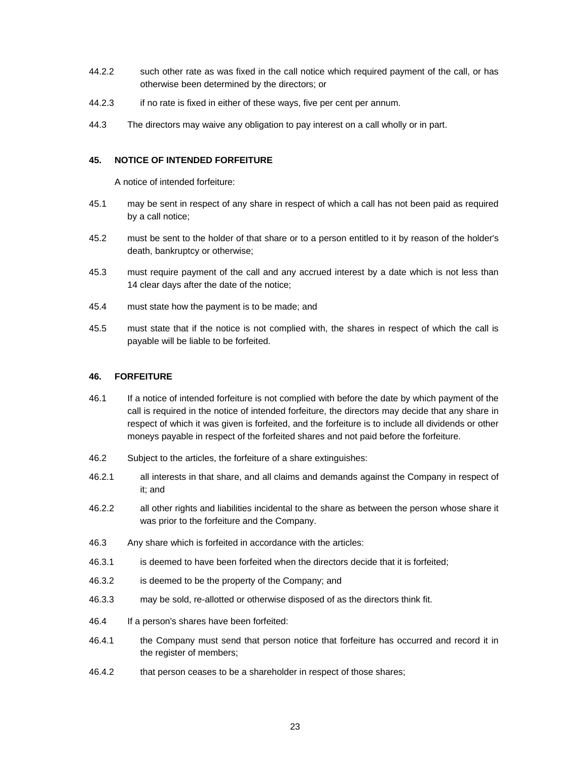44.2.2 such other rate as was fixed in the call notice which required payment of the call, or has otherwise been determined by the directors; or

44.2.3 if no rate is fixed in either of these ways, five per cent per annum.

44.3 The directors may waive any obligation to pay interest on a call wholly or in part.

### 45. NOTICE OF INTENDED FORFEITURE

A notice of intended forfeiture:

45.1 may be sent in respect of any share in respect of which a call has not been paid as required by a call notice;

45.2 must be sent to the holder of that share or to a person entitled to it by reason of the holder's death, bankruptcy or otherwise;

45.3 must require payment of the call and any accrued interest by a date which is not less than 14 clear days after the date of the notice;

45.4 must state how the payment is to be made; and

45.5 must state that if the notice is not complied with, the shares in respect of which the call is payable will be liable to be forfeited.

### 46. FORFEITURE

46.1 If a notice of intended forfeiture is not complied with before the date by which payment of the call is required in the notice of intended forfeiture, the directors may decide that any share in respect of which it was given is forfeited, and the forfeiture is to include all dividends or other moneys payable in respect of the forfeited shares and not paid before the forfeiture.

46.2 Subject to the articles, the forfeiture of a share extinguishes:

46.2.1 all interests in that share, and all claims and demands against the Company in respect of it; and

46.2.2 all other rights and liabilities incidental to the share as between the person whose share it was prior to the forfeiture and the Company.

46.3 Any share which is forfeited in accordance with the articles:

46.3.1 is deemed to have been forfeited when the directors decide that it is forfeited;

46.3.2 is deemed to be the property of the Company; and

46.3.3 may be sold, re-allotted or otherwise disposed of as the directors think fit.

46.4 If a person's shares have been forfeited:

46.4.1 the Company must send that person notice that forfeiture has occurred and record it in the register of members;

46.4.2 that person ceases to be a shareholder in respect of those shares;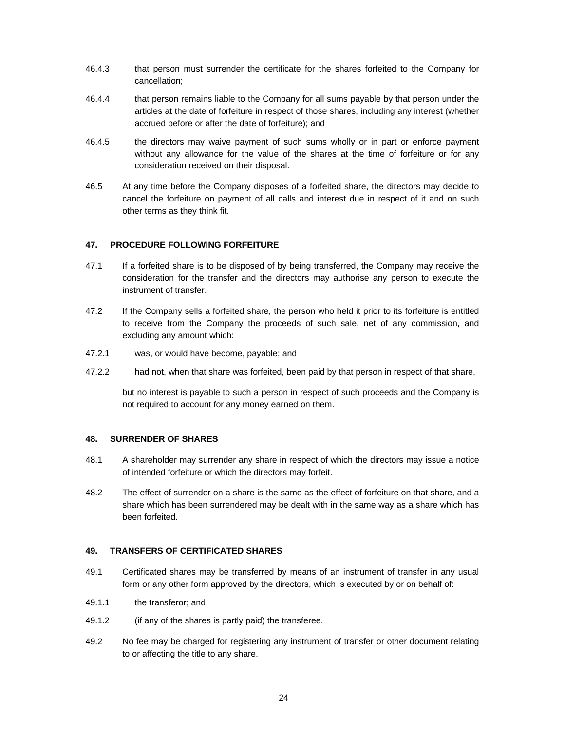46.4.3 that person must surrender the certificate for the shares forfeited to the Company for cancellation;

46.4.4 that person remains liable to the Company for all sums payable by that person under the articles at the date of forfeiture in respect of those shares, including any interest (whether accrued before or after the date of forfeiture); and

46.4.5 the directors may waive payment of such sums wholly or in part or enforce payment without any allowance for the value of the shares at the time of forfeiture or for any consideration received on their disposal.

46.5 At any time before the Company disposes of a forfeited share, the directors may decide to cancel the forfeiture on payment of all calls and interest due in respect of it and on such other terms as they think fit.

### 47. PROCEDURE FOLLOWING FORFEITURE

47.1 If a forfeited share is to be disposed of by being transferred, the Company may receive the consideration for the transfer and the directors may authorise any person to execute the instrument of transfer.

47.2 If the Company sells a forfeited share, the person who held it prior to its forfeiture is entitled to receive from the Company the proceeds of such sale, net of any commission, and excluding any amount which:

47.2.1 was, or would have become, payable; and

47.2.2 had not, when that share was forfeited, been paid by that person in respect of that share,

but no interest is payable to such a person in respect of such proceeds and the Company is not required to account for any money earned on them.

### 48. SURRENDER OF SHARES

48.1 A shareholder may surrender any share in respect of which the directors may issue a notice of intended forfeiture or which the directors may forfeit.

48.2 The effect of surrender on a share is the same as the effect of forfeiture on that share, and a share which has been surrendered may be dealt with in the same way as a share which has been forfeited.

### 49. TRANSFERS OF CERTIFICATED SHARES

49.1 Certificated shares may be transferred by means of an instrument of transfer in any usual form or any other form approved by the directors, which is executed by or on behalf of:

49.1.1 the transferor; and

49.1.2 (if any of the shares is partly paid) the transferee.

49.2 No fee may be charged for registering any instrument of transfer or other document relating to or affecting the title to any share.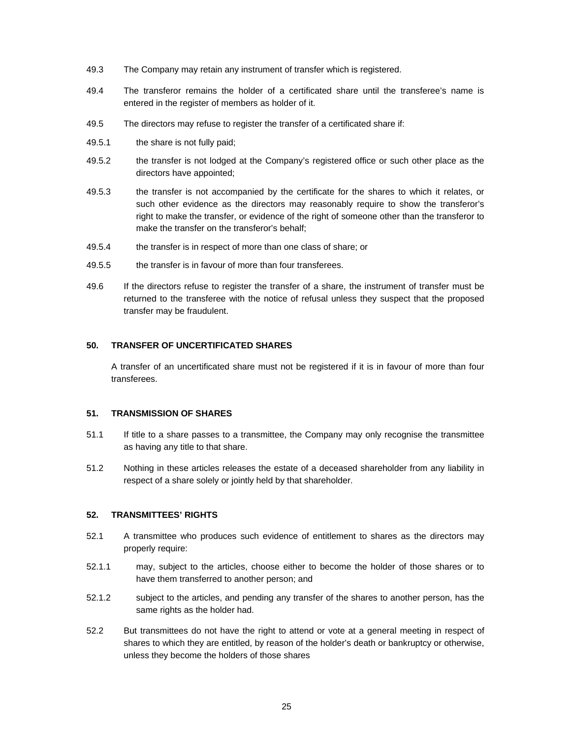49.3 The Company may retain any instrument of transfer which is registered.

49.4 The transferor remains the holder of a certificated share until the transferee's name is entered in the register of members as holder of it.

49.5 The directors may refuse to register the transfer of a certificated share if:

49.5.1 the share is not fully paid;

49.5.2 the transfer is not lodged at the Company's registered office or such other place as the directors have appointed;

49.5.3 the transfer is not accompanied by the certificate for the shares to which it relates, or such other evidence as the directors may reasonably require to show the transferor's right to make the transfer, or evidence of the right of someone other than the transferor to make the transfer on the transferor's behalf;

49.5.4 the transfer is in respect of more than one class of share; or

49.5.5 the transfer is in favour of more than four transferees.

49.6 If the directors refuse to register the transfer of a share, the instrument of transfer must be returned to the transferee with the notice of refusal unless they suspect that the proposed transfer may be fraudulent.

### 50. TRANSFER OF UNCERTIFICATED SHARES

A transfer of an uncertificated share must not be registered if it is in favour of more than four transferees.

### 51. TRANSMISSION OF SHARES

51.1 If title to a share passes to a transmittee, the Company may only recognise the transmittee as having any title to that share.

51.2 Nothing in these articles releases the estate of a deceased shareholder from any liability in respect of a share solely or jointly held by that shareholder.

### 52. TRANSMITTEES' RIGHTS

52.1 A transmittee who produces such evidence of entitlement to shares as the directors may properly require:

52.1.1 may, subject to the articles, choose either to become the holder of those shares or to have them transferred to another person; and

52.1.2 subject to the articles, and pending any transfer of the shares to another person, has the same rights as the holder had.

52.2 But transmittees do not have the right to attend or vote at a general meeting in respect of shares to which they are entitled, by reason of the holder's death or bankruptcy or otherwise, unless they become the holders of those shares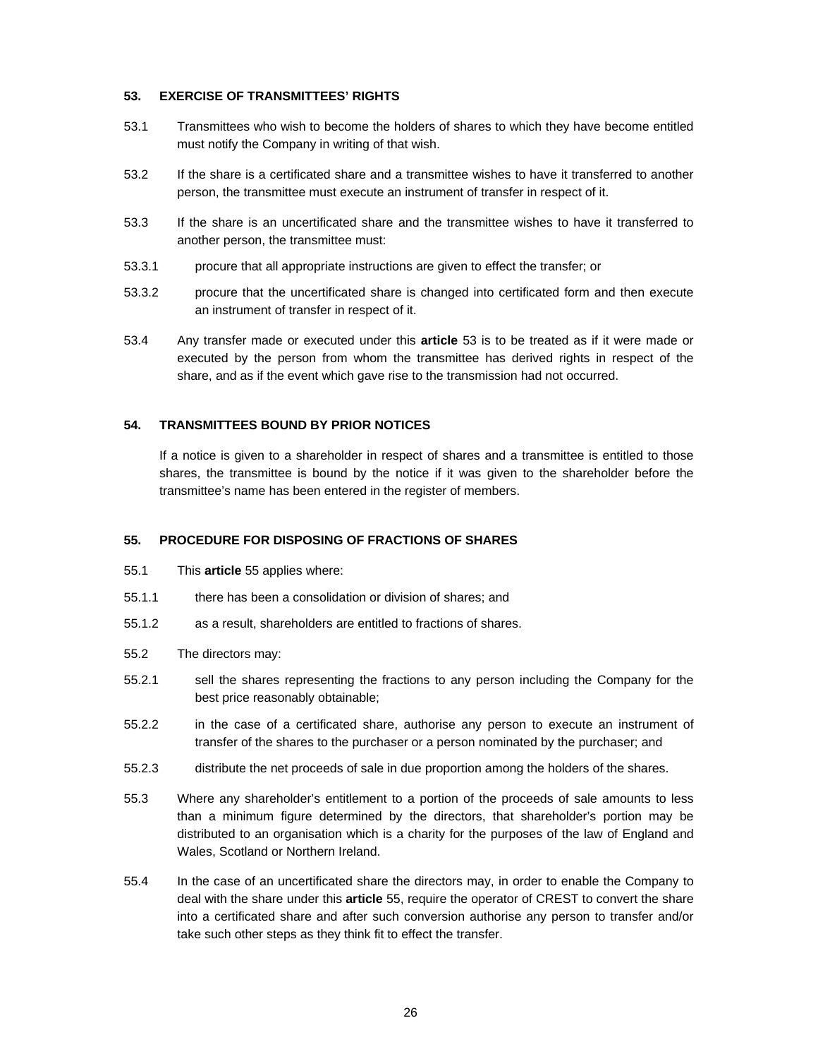### 53. EXERCISE OF TRANSMITTEES' RIGHTS

53.1 Transmittees who wish to become the holders of shares to which they have become entitled must notify the Company in writing of that wish.

53.2 If the share is a certificated share and a transmittee wishes to have it transferred to another person, the transmittee must execute an instrument of transfer in respect of it.

53.3 If the share is an uncertificated share and the transmittee wishes to have it transferred to another person, the transmittee must:

53.3.1 procure that all appropriate instructions are given to effect the transfer; or

53.3.2 procure that the uncertificated share is changed into certificated form and then execute an instrument of transfer in respect of it.

53.4 Any transfer made or executed under this **article** 53 is to be treated as if it were made or executed by the person from whom the transmittee has derived rights in respect of the share, and as if the event which gave rise to the transmission had not occurred.

### 54. TRANSMITTEES BOUND BY PRIOR NOTICES

If a notice is given to a shareholder in respect of shares and a transmittee is entitled to those shares, the transmittee is bound by the notice if it was given to the shareholder before the transmittee's name has been entered in the register of members.

### 55. PROCEDURE FOR DISPOSING OF FRACTIONS OF SHARES

55.1 This **article** 55 applies where:

55.1.1 there has been a consolidation or division of shares; and

55.1.2 as a result, shareholders are entitled to fractions of shares.

55.2 The directors may:

55.2.1 sell the shares representing the fractions to any person including the Company for the best price reasonably obtainable;

55.2.2 in the case of a certificated share, authorise any person to execute an instrument of transfer of the shares to the purchaser or a person nominated by the purchaser; and

55.2.3 distribute the net proceeds of sale in due proportion among the holders of the shares.

55.3 Where any shareholder's entitlement to a portion of the proceeds of sale amounts to less than a minimum figure determined by the directors, that shareholder's portion may be distributed to an organisation which is a charity for the purposes of the law of England and Wales, Scotland or Northern Ireland.

55.4 In the case of an uncertificated share the directors may, in order to enable the Company to deal with the share under this **article** 55, require the operator of CREST to convert the share into a certificated share and after such conversion authorise any person to transfer and/or take such other steps as they think fit to effect the transfer.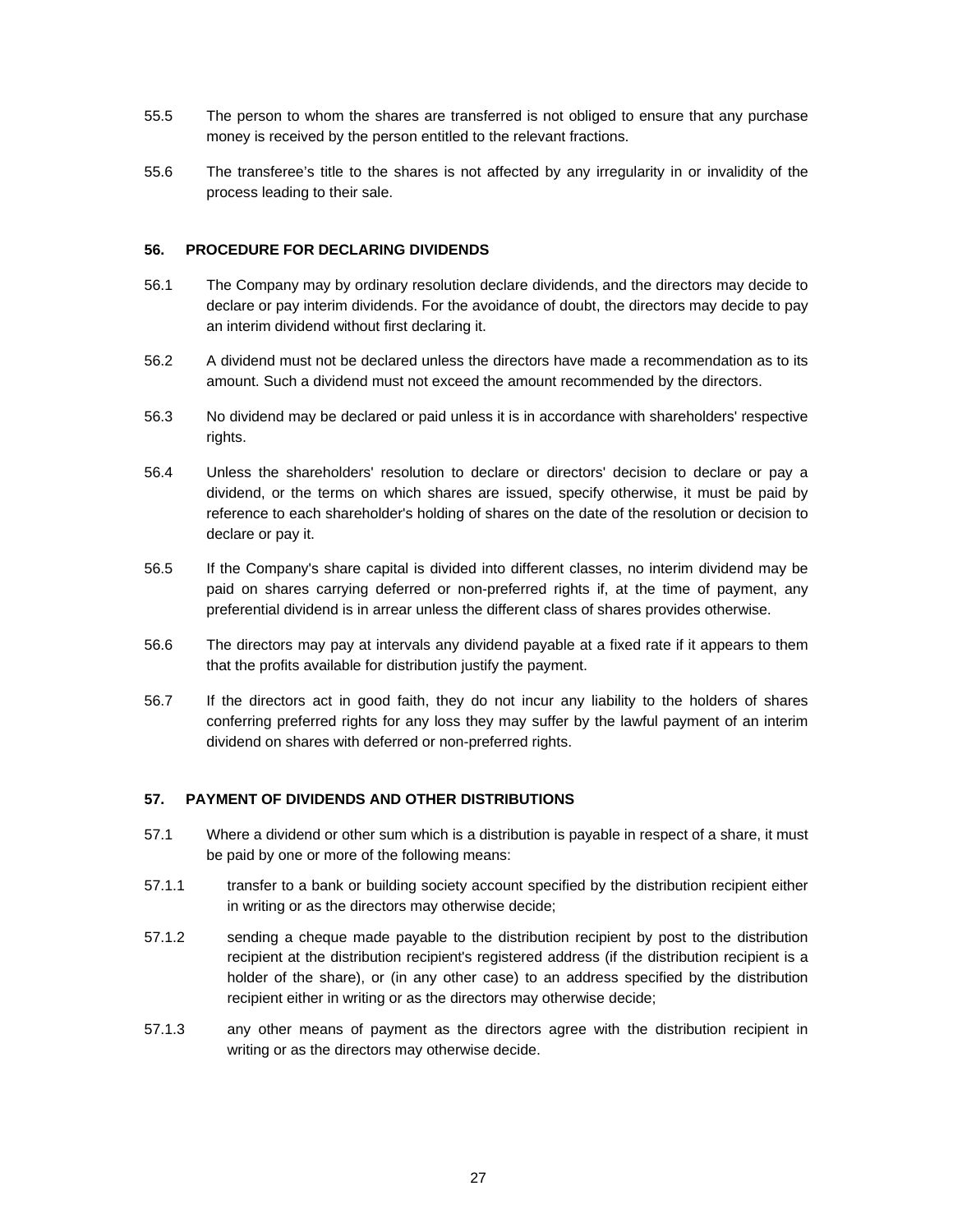55.5 The person to whom the shares are transferred is not obliged to ensure that any purchase money is received by the person entitled to the relevant fractions.

55.6 The transferee's title to the shares is not affected by any irregularity in or invalidity of the process leading to their sale.

### 56. PROCEDURE FOR DECLARING DIVIDENDS

56.1 The Company may by ordinary resolution declare dividends, and the directors may decide to declare or pay interim dividends. For the avoidance of doubt, the directors may decide to pay an interim dividend without first declaring it.

56.2 A dividend must not be declared unless the directors have made a recommendation as to its amount. Such a dividend must not exceed the amount recommended by the directors.

56.3 No dividend may be declared or paid unless it is in accordance with shareholders' respective rights.

56.4 Unless the shareholders' resolution to declare or directors' decision to declare or pay a dividend, or the terms on which shares are issued, specify otherwise, it must be paid by reference to each shareholder's holding of shares on the date of the resolution or decision to declare or pay it.

56.5 If the Company's share capital is divided into different classes, no interim dividend may be paid on shares carrying deferred or non-preferred rights if, at the time of payment, any preferential dividend is in arrear unless the different class of shares provides otherwise.

56.6 The directors may pay at intervals any dividend payable at a fixed rate if it appears to them that the profits available for distribution justify the payment.

56.7 If the directors act in good faith, they do not incur any liability to the holders of shares conferring preferred rights for any loss they may suffer by the lawful payment of an interim dividend on shares with deferred or non-preferred rights.

### 57. PAYMENT OF DIVIDENDS AND OTHER DISTRIBUTIONS

57.1 Where a dividend or other sum which is a distribution is payable in respect of a share, it must be paid by one or more of the following means:

57.1.1 transfer to a bank or building society account specified by the distribution recipient either in writing or as the directors may otherwise decide;

57.1.2 sending a cheque made payable to the distribution recipient by post to the distribution recipient at the distribution recipient's registered address (if the distribution recipient is a holder of the share), or (in any other case) to an address specified by the distribution recipient either in writing or as the directors may otherwise decide;

57.1.3 any other means of payment as the directors agree with the distribution recipient in writing or as the directors may otherwise decide.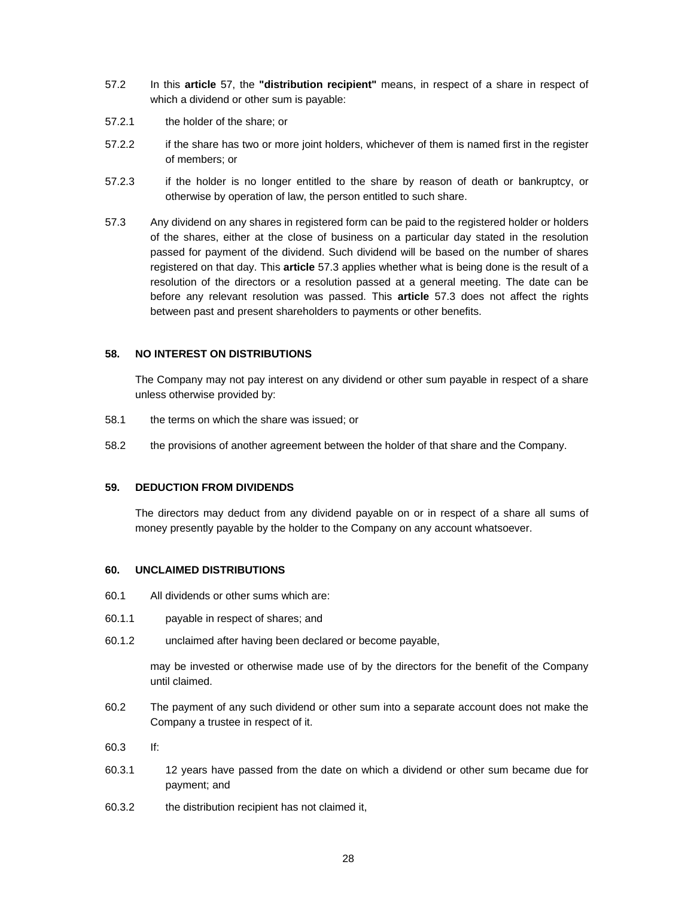57.2 In this **article** 57, the **"distribution recipient"** means, in respect of a share in respect of which a dividend or other sum is payable:

57.2.1 the holder of the share; or

57.2.2 if the share has two or more joint holders, whichever of them is named first in the register of members; or

57.2.3 if the holder is no longer entitled to the share by reason of death or bankruptcy, or otherwise by operation of law, the person entitled to such share.

57.3 Any dividend on any shares in registered form can be paid to the registered holder or holders of the shares, either at the close of business on a particular day stated in the resolution passed for payment of the dividend. Such dividend will be based on the number of shares registered on that day. This **article** 57.3 applies whether what is being done is the result of a resolution of the directors or a resolution passed at a general meeting. The date can be before any relevant resolution was passed. This **article** 57.3 does not affect the rights between past and present shareholders to payments or other benefits.

**58. NO INTEREST ON DISTRIBUTIONS**

The Company may not pay interest on any dividend or other sum payable in respect of a share unless otherwise provided by:

58.1 the terms on which the share was issued; or

58.2 the provisions of another agreement between the holder of that share and the Company.

**59. DEDUCTION FROM DIVIDENDS**

The directors may deduct from any dividend payable on or in respect of a share all sums of money presently payable by the holder to the Company on any account whatsoever.

**60. UNCLAIMED DISTRIBUTIONS**

60.1 All dividends or other sums which are:

60.1.1 payable in respect of shares; and

60.1.2 unclaimed after having been declared or become payable,

may be invested or otherwise made use of by the directors for the benefit of the Company until claimed.

60.2 The payment of any such dividend or other sum into a separate account does not make the Company a trustee in respect of it.

60.3 If:

60.3.1 12 years have passed from the date on which a dividend or other sum became due for payment; and

60.3.2 the distribution recipient has not claimed it,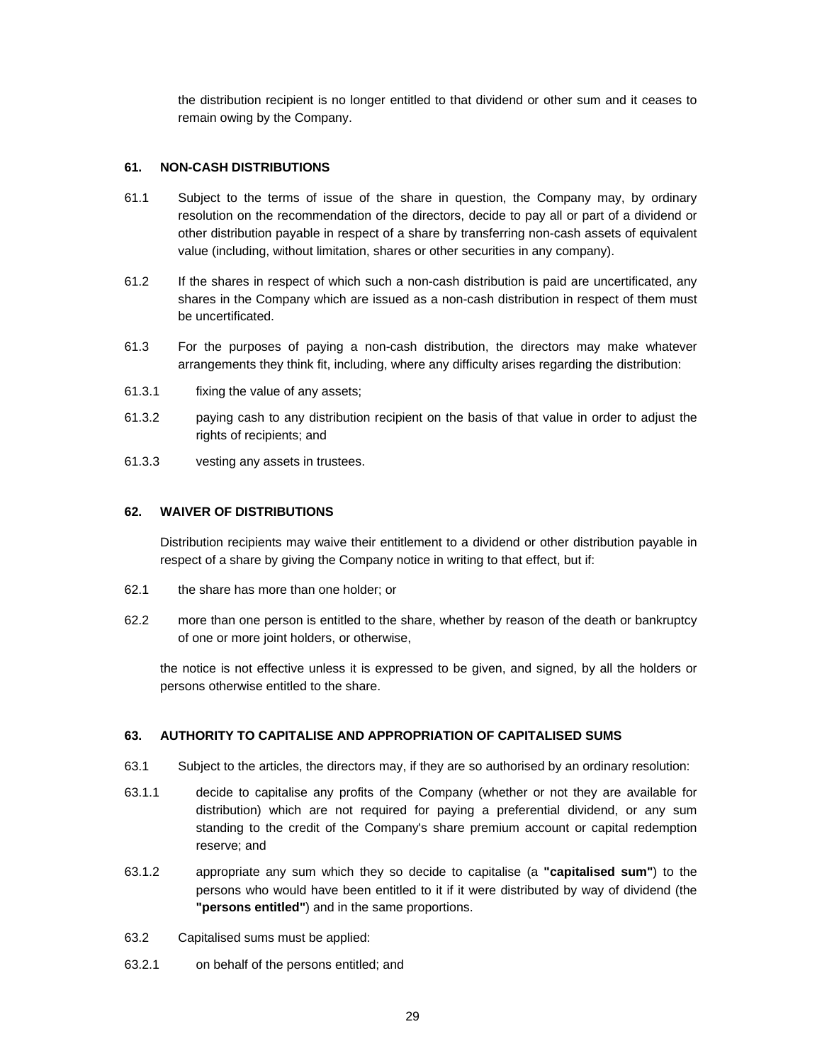the distribution recipient is no longer entitled to that dividend or other sum and it ceases to remain owing by the Company.

### 61. NON-CASH DISTRIBUTIONS

61.1 Subject to the terms of issue of the share in question, the Company may, by ordinary resolution on the recommendation of the directors, decide to pay all or part of a dividend or other distribution payable in respect of a share by transferring non-cash assets of equivalent value (including, without limitation, shares or other securities in any company).

61.2 If the shares in respect of which such a non-cash distribution is paid are uncertificated, any shares in the Company which are issued as a non-cash distribution in respect of them must be uncertificated.

61.3 For the purposes of paying a non-cash distribution, the directors may make whatever arrangements they think fit, including, where any difficulty arises regarding the distribution:

61.3.1 fixing the value of any assets;

61.3.2 paying cash to any distribution recipient on the basis of that value in order to adjust the rights of recipients; and

61.3.3 vesting any assets in trustees.

### 62. WAIVER OF DISTRIBUTIONS

Distribution recipients may waive their entitlement to a dividend or other distribution payable in respect of a share by giving the Company notice in writing to that effect, but if:

62.1 the share has more than one holder; or

62.2 more than one person is entitled to the share, whether by reason of the death or bankruptcy of one or more joint holders, or otherwise,

the notice is not effective unless it is expressed to be given, and signed, by all the holders or persons otherwise entitled to the share.

### 63. AUTHORITY TO CAPITALISE AND APPROPRIATION OF CAPITALISED SUMS

63.1 Subject to the articles, the directors may, if they are so authorised by an ordinary resolution:

63.1.1 decide to capitalise any profits of the Company (whether or not they are available for distribution) which are not required for paying a preferential dividend, or any sum standing to the credit of the Company's share premium account or capital redemption reserve; and

63.1.2 appropriate any sum which they so decide to capitalise (a **"capitalised sum"**) to the persons who would have been entitled to it if it were distributed by way of dividend (the **"persons entitled"**) and in the same proportions.

63.2 Capitalised sums must be applied:

63.2.1 on behalf of the persons entitled; and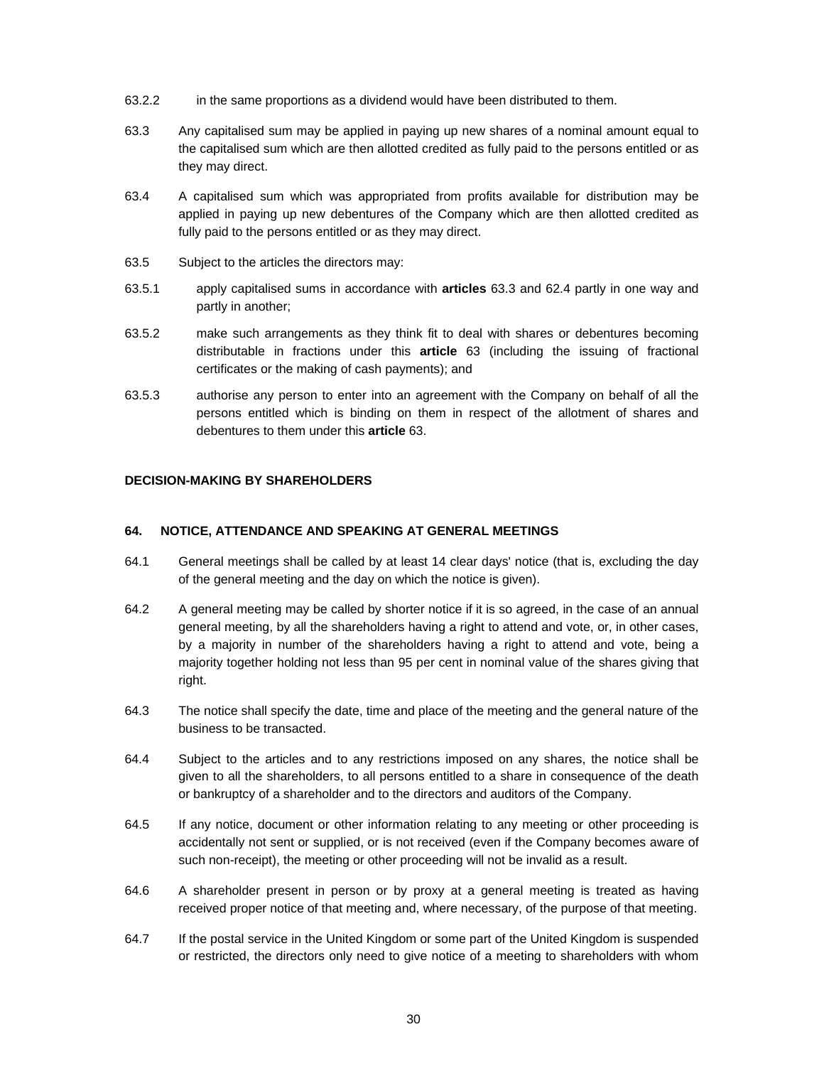63.2.2 in the same proportions as a dividend would have been distributed to them.

63.3 Any capitalised sum may be applied in paying up new shares of a nominal amount equal to the capitalised sum which are then allotted credited as fully paid to the persons entitled or as they may direct.

63.4 A capitalised sum which was appropriated from profits available for distribution may be applied in paying up new debentures of the Company which are then allotted credited as fully paid to the persons entitled or as they may direct.

63.5 Subject to the articles the directors may:

63.5.1 apply capitalised sums in accordance with **articles** 63.3 and 62.4 partly in one way and partly in another;

63.5.2 make such arrangements as they think fit to deal with shares or debentures becoming distributable in fractions under this **article** 63 (including the issuing of fractional certificates or the making of cash payments); and

63.5.3 authorise any person to enter into an agreement with the Company on behalf of all the persons entitled which is binding on them in respect of the allotment of shares and debentures to them under this **article** 63.

## DECISION-MAKING BY SHAREHOLDERS

### 64. NOTICE, ATTENDANCE AND SPEAKING AT GENERAL MEETINGS

64.1 General meetings shall be called by at least 14 clear days' notice (that is, excluding the day of the general meeting and the day on which the notice is given).

64.2 A general meeting may be called by shorter notice if it is so agreed, in the case of an annual general meeting, by all the shareholders having a right to attend and vote, or, in other cases, by a majority in number of the shareholders having a right to attend and vote, being a majority together holding not less than 95 per cent in nominal value of the shares giving that right.

64.3 The notice shall specify the date, time and place of the meeting and the general nature of the business to be transacted.

64.4 Subject to the articles and to any restrictions imposed on any shares, the notice shall be given to all the shareholders, to all persons entitled to a share in consequence of the death or bankruptcy of a shareholder and to the directors and auditors of the Company.

64.5 If any notice, document or other information relating to any meeting or other proceeding is accidentally not sent or supplied, or is not received (even if the Company becomes aware of such non-receipt), the meeting or other proceeding will not be invalid as a result.

64.6 A shareholder present in person or by proxy at a general meeting is treated as having received proper notice of that meeting and, where necessary, of the purpose of that meeting.

64.7 If the postal service in the United Kingdom or some part of the United Kingdom is suspended or restricted, the directors only need to give notice of a meeting to shareholders with whom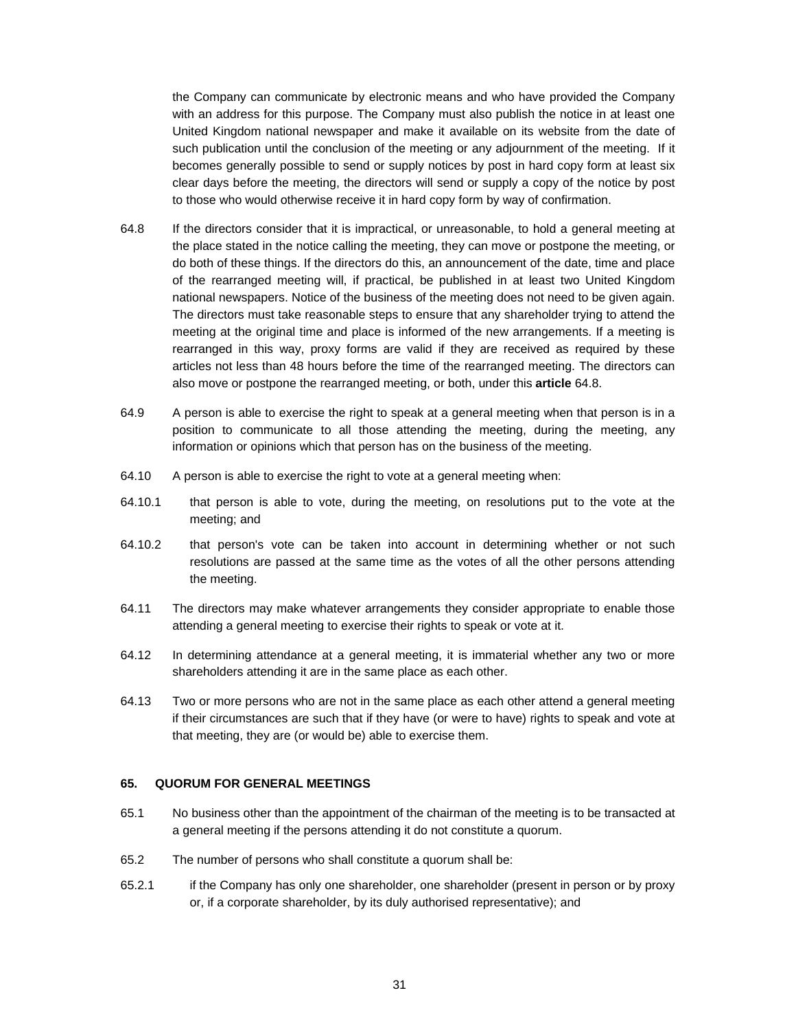the Company can communicate by electronic means and who have provided the Company with an address for this purpose. The Company must also publish the notice in at least one United Kingdom national newspaper and make it available on its website from the date of such publication until the conclusion of the meeting or any adjournment of the meeting. If it becomes generally possible to send or supply notices by post in hard copy form at least six clear days before the meeting, the directors will send or supply a copy of the notice by post to those who would otherwise receive it in hard copy form by way of confirmation.

64.8 If the directors consider that it is impractical, or unreasonable, to hold a general meeting at the place stated in the notice calling the meeting, they can move or postpone the meeting, or do both of these things. If the directors do this, an announcement of the date, time and place of the rearranged meeting will, if practical, be published in at least two United Kingdom national newspapers. Notice of the business of the meeting does not need to be given again. The directors must take reasonable steps to ensure that any shareholder trying to attend the meeting at the original time and place is informed of the new arrangements. If a meeting is rearranged in this way, proxy forms are valid if they are received as required by these articles not less than 48 hours before the time of the rearranged meeting. The directors can also move or postpone the rearranged meeting, or both, under this **article** 64.8.

64.9 A person is able to exercise the right to speak at a general meeting when that person is in a position to communicate to all those attending the meeting, during the meeting, any information or opinions which that person has on the business of the meeting.

64.10 A person is able to exercise the right to vote at a general meeting when:

64.10.1 that person is able to vote, during the meeting, on resolutions put to the vote at the meeting; and

64.10.2 that person's vote can be taken into account in determining whether or not such resolutions are passed at the same time as the votes of all the other persons attending the meeting.

64.11 The directors may make whatever arrangements they consider appropriate to enable those attending a general meeting to exercise their rights to speak or vote at it.

64.12 In determining attendance at a general meeting, it is immaterial whether any two or more shareholders attending it are in the same place as each other.

64.13 Two or more persons who are not in the same place as each other attend a general meeting if their circumstances are such that if they have (or were to have) rights to speak and vote at that meeting, they are (or would be) able to exercise them.

**65. QUORUM FOR GENERAL MEETINGS**

65.1 No business other than the appointment of the chairman of the meeting is to be transacted at a general meeting if the persons attending it do not constitute a quorum.

65.2 The number of persons who shall constitute a quorum shall be:

65.2.1 if the Company has only one shareholder, one shareholder (present in person or by proxy or, if a corporate shareholder, by its duly authorised representative); and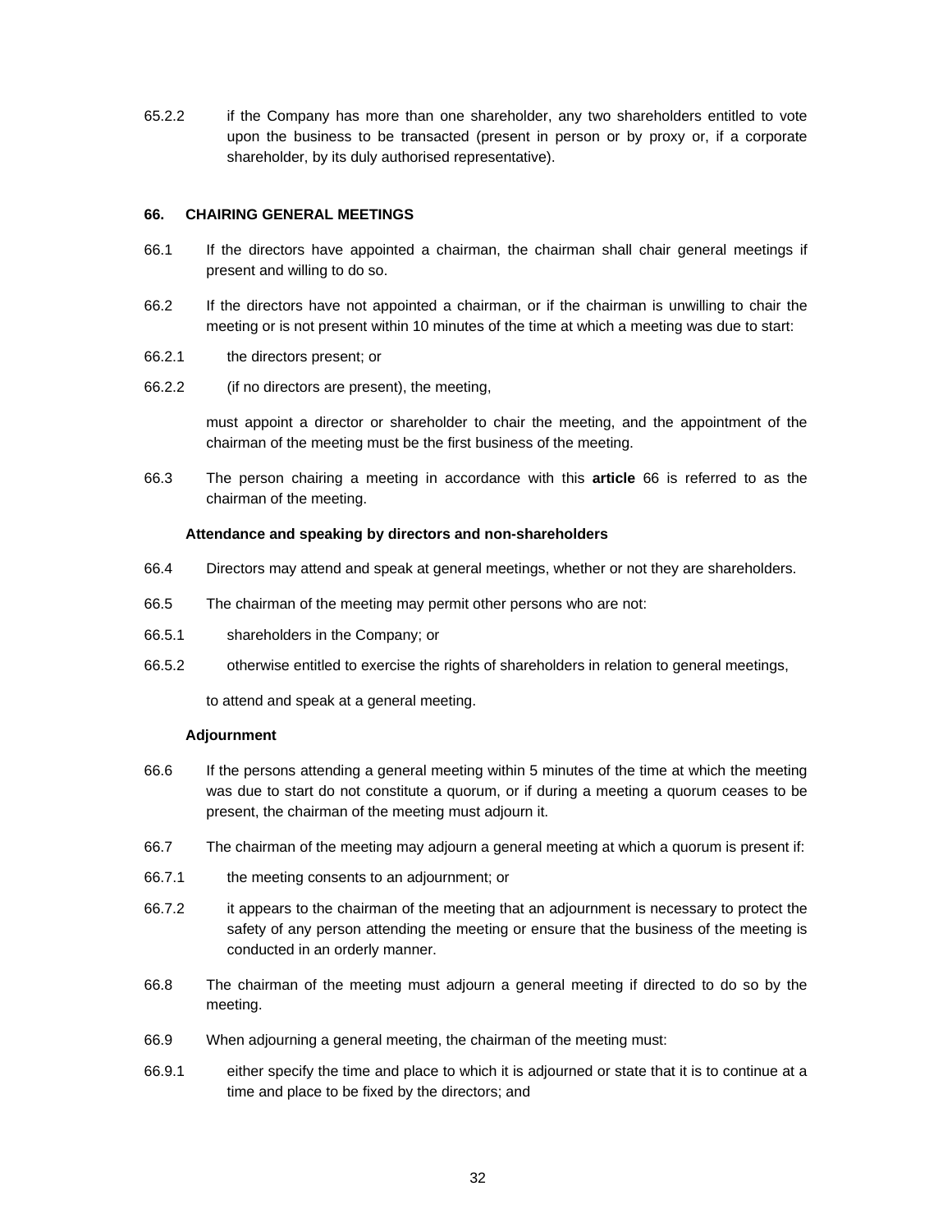65.2.2 if the Company has more than one shareholder, any two shareholders entitled to vote upon the business to be transacted (present in person or by proxy or, if a corporate shareholder, by its duly authorised representative).

## 66. CHAIRING GENERAL MEETINGS

66.1 If the directors have appointed a chairman, the chairman shall chair general meetings if present and willing to do so.

66.2 If the directors have not appointed a chairman, or if the chairman is unwilling to chair the meeting or is not present within 10 minutes of the time at which a meeting was due to start:

66.2.1 the directors present; or

66.2.2 (if no directors are present), the meeting,

must appoint a director or shareholder to chair the meeting, and the appointment of the chairman of the meeting must be the first business of the meeting.

66.3 The person chairing a meeting in accordance with this **article** 66 is referred to as the chairman of the meeting.

**Attendance and speaking by directors and non-shareholders**

66.4 Directors may attend and speak at general meetings, whether or not they are shareholders.

66.5 The chairman of the meeting may permit other persons who are not:

66.5.1 shareholders in the Company; or

66.5.2 otherwise entitled to exercise the rights of shareholders in relation to general meetings,

to attend and speak at a general meeting.

**Adjournment**

66.6 If the persons attending a general meeting within 5 minutes of the time at which the meeting was due to start do not constitute a quorum, or if during a meeting a quorum ceases to be present, the chairman of the meeting must adjourn it.

66.7 The chairman of the meeting may adjourn a general meeting at which a quorum is present if:

66.7.1 the meeting consents to an adjournment; or

66.7.2 it appears to the chairman of the meeting that an adjournment is necessary to protect the safety of any person attending the meeting or ensure that the business of the meeting is conducted in an orderly manner.

66.8 The chairman of the meeting must adjourn a general meeting if directed to do so by the meeting.

66.9 When adjourning a general meeting, the chairman of the meeting must:

66.9.1 either specify the time and place to which it is adjourned or state that it is to continue at a time and place to be fixed by the directors; and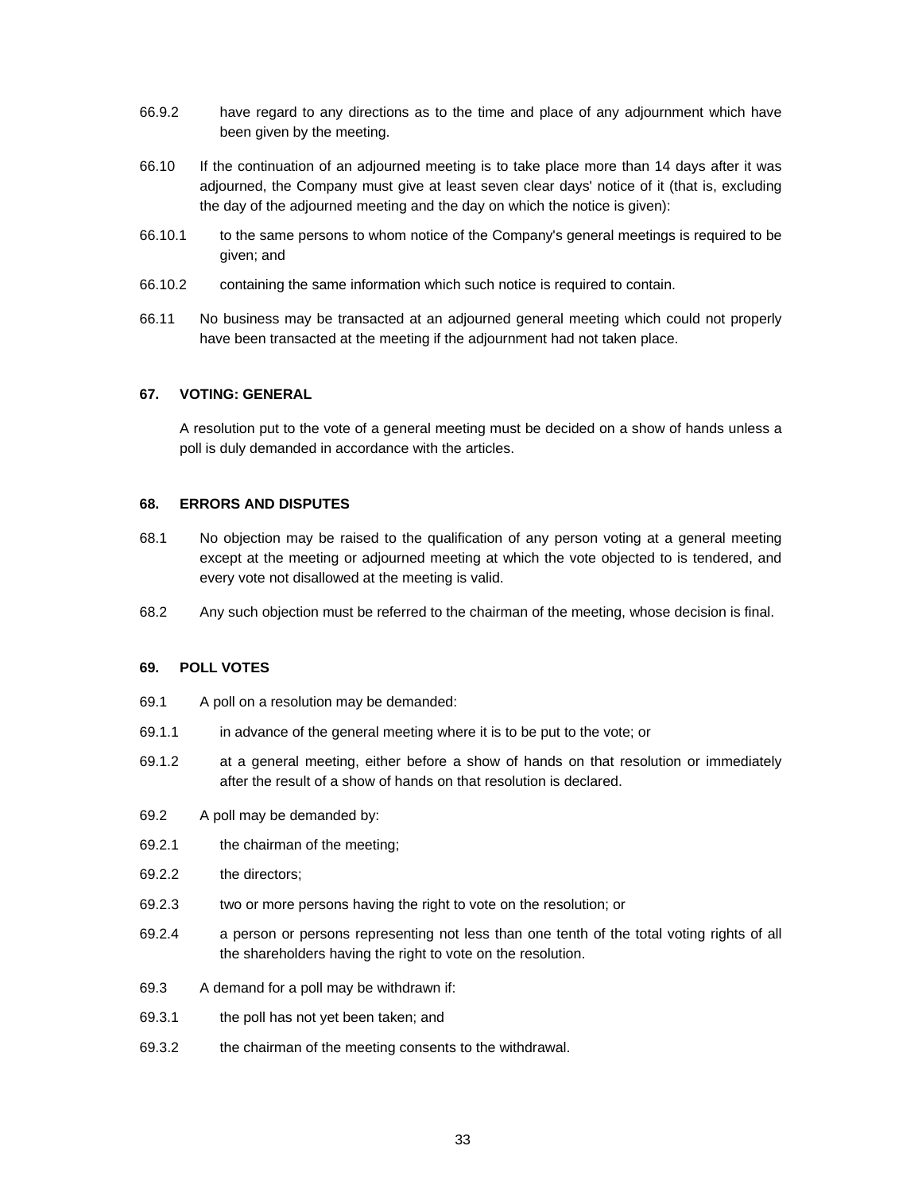66.9.2 have regard to any directions as to the time and place of any adjournment which have been given by the meeting.

66.10 If the continuation of an adjourned meeting is to take place more than 14 days after it was adjourned, the Company must give at least seven clear days' notice of it (that is, excluding the day of the adjourned meeting and the day on which the notice is given):

66.10.1 to the same persons to whom notice of the Company's general meetings is required to be given; and

66.10.2 containing the same information which such notice is required to contain.

66.11 No business may be transacted at an adjourned general meeting which could not properly have been transacted at the meeting if the adjournment had not taken place.

## 67. VOTING: GENERAL

A resolution put to the vote of a general meeting must be decided on a show of hands unless a poll is duly demanded in accordance with the articles.

## 68. ERRORS AND DISPUTES

68.1 No objection may be raised to the qualification of any person voting at a general meeting except at the meeting or adjourned meeting at which the vote objected to is tendered, and every vote not disallowed at the meeting is valid.

68.2 Any such objection must be referred to the chairman of the meeting, whose decision is final.

## 69. POLL VOTES

69.1 A poll on a resolution may be demanded:

69.1.1 in advance of the general meeting where it is to be put to the vote; or

69.1.2 at a general meeting, either before a show of hands on that resolution or immediately after the result of a show of hands on that resolution is declared.

69.2 A poll may be demanded by:

69.2.1 the chairman of the meeting;

69.2.2 the directors;

69.2.3 two or more persons having the right to vote on the resolution; or

69.2.4 a person or persons representing not less than one tenth of the total voting rights of all the shareholders having the right to vote on the resolution.

69.3 A demand for a poll may be withdrawn if:

69.3.1 the poll has not yet been taken; and

69.3.2 the chairman of the meeting consents to the withdrawal.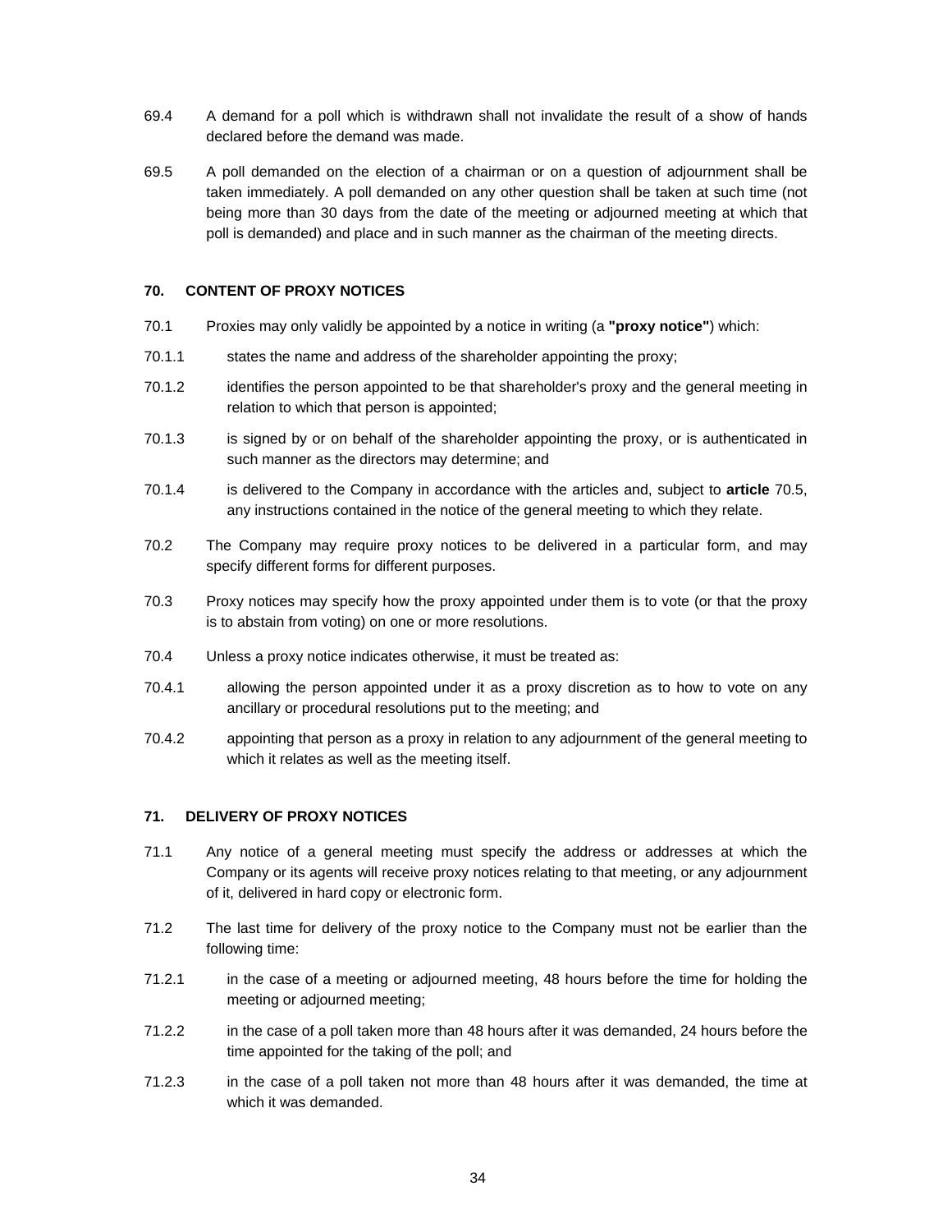69.4 A demand for a poll which is withdrawn shall not invalidate the result of a show of hands declared before the demand was made.

69.5 A poll demanded on the election of a chairman or on a question of adjournment shall be taken immediately. A poll demanded on any other question shall be taken at such time (not being more than 30 days from the date of the meeting or adjourned meeting at which that poll is demanded) and place and in such manner as the chairman of the meeting directs.

### 70. CONTENT OF PROXY NOTICES

70.1 Proxies may only validly be appointed by a notice in writing (a **"proxy notice"**) which:

70.1.1 states the name and address of the shareholder appointing the proxy;

70.1.2 identifies the person appointed to be that shareholder's proxy and the general meeting in relation to which that person is appointed;

70.1.3 is signed by or on behalf of the shareholder appointing the proxy, or is authenticated in such manner as the directors may determine; and

70.1.4 is delivered to the Company in accordance with the articles and, subject to **article** 70.5, any instructions contained in the notice of the general meeting to which they relate.

70.2 The Company may require proxy notices to be delivered in a particular form, and may specify different forms for different purposes.

70.3 Proxy notices may specify how the proxy appointed under them is to vote (or that the proxy is to abstain from voting) on one or more resolutions.

70.4 Unless a proxy notice indicates otherwise, it must be treated as:

70.4.1 allowing the person appointed under it as a proxy discretion as to how to vote on any ancillary or procedural resolutions put to the meeting; and

70.4.2 appointing that person as a proxy in relation to any adjournment of the general meeting to which it relates as well as the meeting itself.

### 71. DELIVERY OF PROXY NOTICES

71.1 Any notice of a general meeting must specify the address or addresses at which the Company or its agents will receive proxy notices relating to that meeting, or any adjournment of it, delivered in hard copy or electronic form.

71.2 The last time for delivery of the proxy notice to the Company must not be earlier than the following time:

71.2.1 in the case of a meeting or adjourned meeting, 48 hours before the time for holding the meeting or adjourned meeting;

71.2.2 in the case of a poll taken more than 48 hours after it was demanded, 24 hours before the time appointed for the taking of the poll; and

71.2.3 in the case of a poll taken not more than 48 hours after it was demanded, the time at which it was demanded.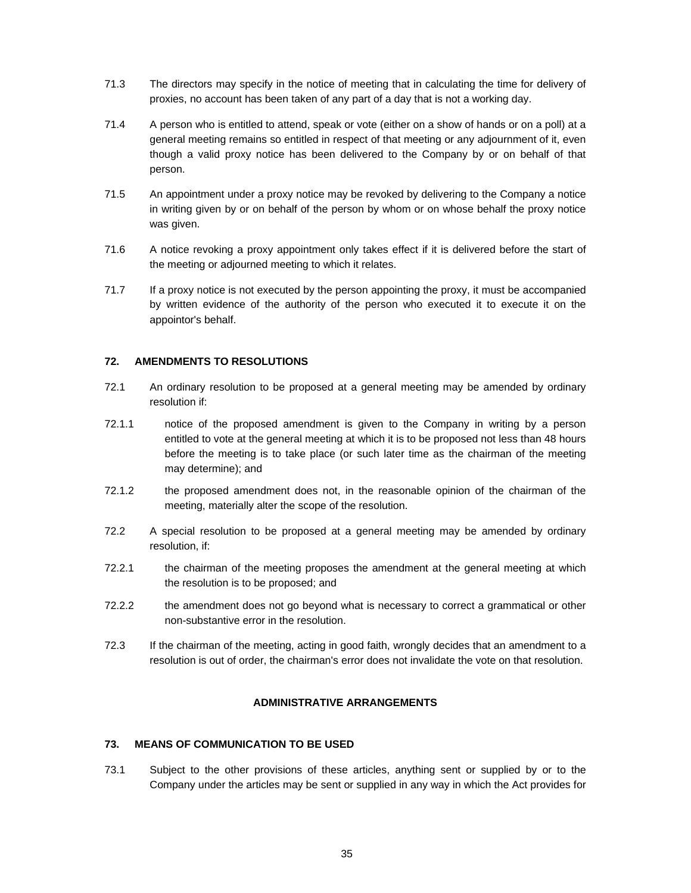71.3 The directors may specify in the notice of meeting that in calculating the time for delivery of proxies, no account has been taken of any part of a day that is not a working day.

71.4 A person who is entitled to attend, speak or vote (either on a show of hands or on a poll) at a general meeting remains so entitled in respect of that meeting or any adjournment of it, even though a valid proxy notice has been delivered to the Company by or on behalf of that person.

71.5 An appointment under a proxy notice may be revoked by delivering to the Company a notice in writing given by or on behalf of the person by whom or on whose behalf the proxy notice was given.

71.6 A notice revoking a proxy appointment only takes effect if it is delivered before the start of the meeting or adjourned meeting to which it relates.

71.7 If a proxy notice is not executed by the person appointing the proxy, it must be accompanied by written evidence of the authority of the person who executed it to execute it on the appointor's behalf.

### 72. AMENDMENTS TO RESOLUTIONS

72.1 An ordinary resolution to be proposed at a general meeting may be amended by ordinary resolution if:

72.1.1 notice of the proposed amendment is given to the Company in writing by a person entitled to vote at the general meeting at which it is to be proposed not less than 48 hours before the meeting is to take place (or such later time as the chairman of the meeting may determine); and

72.1.2 the proposed amendment does not, in the reasonable opinion of the chairman of the meeting, materially alter the scope of the resolution.

72.2 A special resolution to be proposed at a general meeting may be amended by ordinary resolution, if:

72.2.1 the chairman of the meeting proposes the amendment at the general meeting at which the resolution is to be proposed; and

72.2.2 the amendment does not go beyond what is necessary to correct a grammatical or other non-substantive error in the resolution.

72.3 If the chairman of the meeting, acting in good faith, wrongly decides that an amendment to a resolution is out of order, the chairman's error does not invalidate the vote on that resolution.

## ADMINISTRATIVE ARRANGEMENTS

### 73. MEANS OF COMMUNICATION TO BE USED

73.1 Subject to the other provisions of these articles, anything sent or supplied by or to the Company under the articles may be sent or supplied in any way in which the Act provides for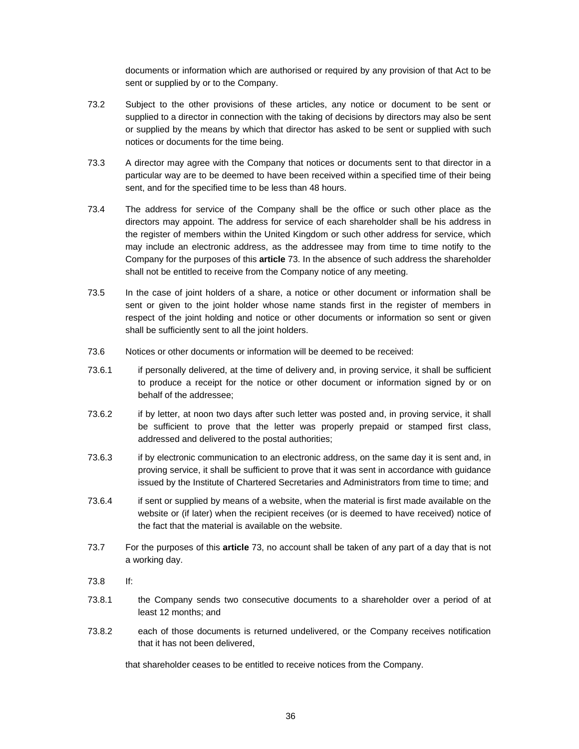documents or information which are authorised or required by any provision of that Act to be sent or supplied by or to the Company.

73.2 Subject to the other provisions of these articles, any notice or document to be sent or supplied to a director in connection with the taking of decisions by directors may also be sent or supplied by the means by which that director has asked to be sent or supplied with such notices or documents for the time being.

73.3 A director may agree with the Company that notices or documents sent to that director in a particular way are to be deemed to have been received within a specified time of their being sent, and for the specified time to be less than 48 hours.

73.4 The address for service of the Company shall be the office or such other place as the directors may appoint. The address for service of each shareholder shall be his address in the register of members within the United Kingdom or such other address for service, which may include an electronic address, as the addressee may from time to time notify to the Company for the purposes of this **article** 73. In the absence of such address the shareholder shall not be entitled to receive from the Company notice of any meeting.

73.5 In the case of joint holders of a share, a notice or other document or information shall be sent or given to the joint holder whose name stands first in the register of members in respect of the joint holding and notice or other documents or information so sent or given shall be sufficiently sent to all the joint holders.

73.6 Notices or other documents or information will be deemed to be received:

73.6.1 if personally delivered, at the time of delivery and, in proving service, it shall be sufficient to produce a receipt for the notice or other document or information signed by or on behalf of the addressee;

73.6.2 if by letter, at noon two days after such letter was posted and, in proving service, it shall be sufficient to prove that the letter was properly prepaid or stamped first class, addressed and delivered to the postal authorities;

73.6.3 if by electronic communication to an electronic address, on the same day it is sent and, in proving service, it shall be sufficient to prove that it was sent in accordance with guidance issued by the Institute of Chartered Secretaries and Administrators from time to time; and

73.6.4 if sent or supplied by means of a website, when the material is first made available on the website or (if later) when the recipient receives (or is deemed to have received) notice of the fact that the material is available on the website.

73.7 For the purposes of this **article** 73, no account shall be taken of any part of a day that is not a working day.

73.8 If:

73.8.1 the Company sends two consecutive documents to a shareholder over a period of at least 12 months; and

73.8.2 each of those documents is returned undelivered, or the Company receives notification that it has not been delivered,

that shareholder ceases to be entitled to receive notices from the Company.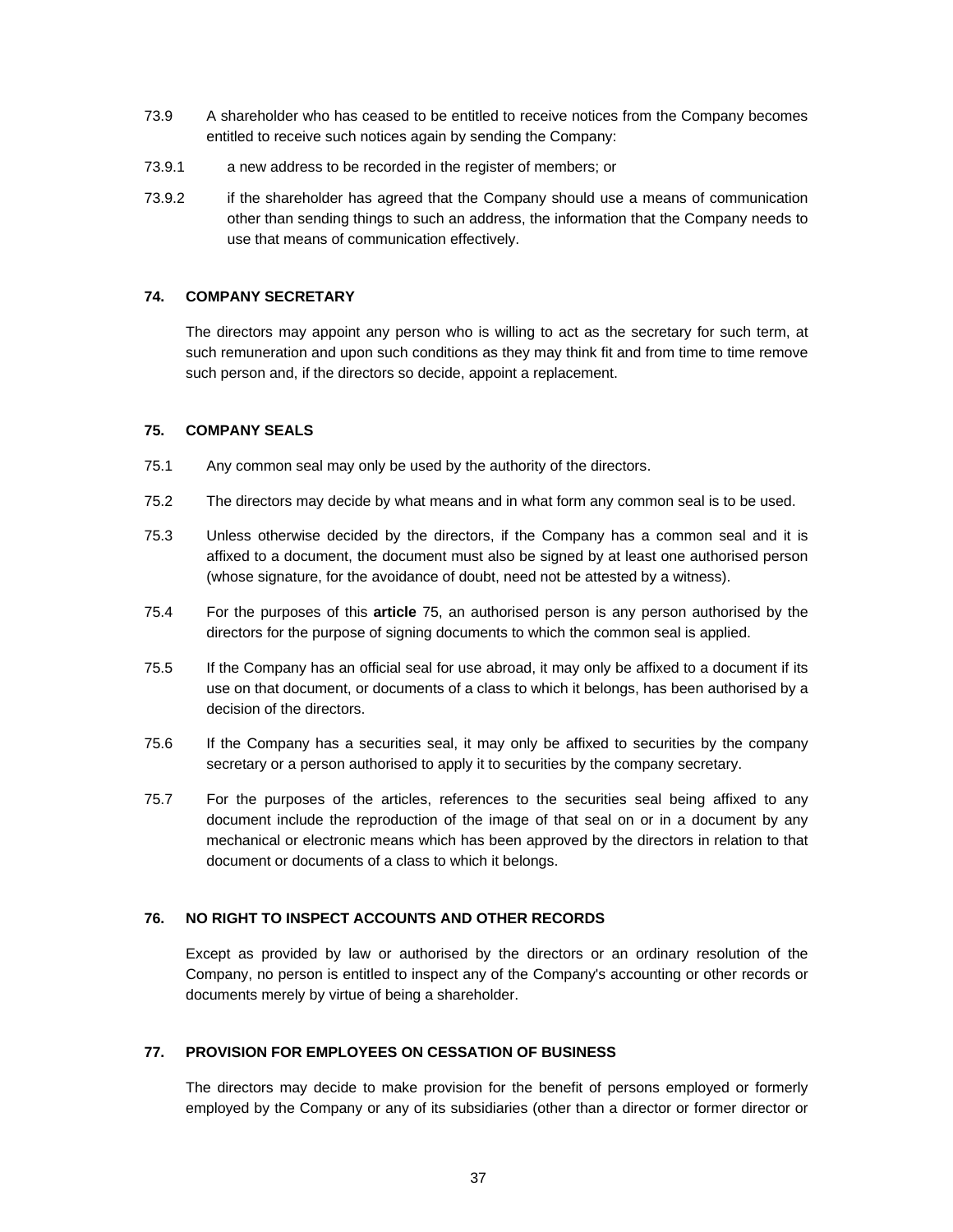73.9 A shareholder who has ceased to be entitled to receive notices from the Company becomes entitled to receive such notices again by sending the Company:

73.9.1 a new address to be recorded in the register of members; or

73.9.2 if the shareholder has agreed that the Company should use a means of communication other than sending things to such an address, the information that the Company needs to use that means of communication effectively.

### 74. COMPANY SECRETARY

The directors may appoint any person who is willing to act as the secretary for such term, at such remuneration and upon such conditions as they may think fit and from time to time remove such person and, if the directors so decide, appoint a replacement.

### 75. COMPANY SEALS

75.1 Any common seal may only be used by the authority of the directors.

75.2 The directors may decide by what means and in what form any common seal is to be used.

75.3 Unless otherwise decided by the directors, if the Company has a common seal and it is affixed to a document, the document must also be signed by at least one authorised person (whose signature, for the avoidance of doubt, need not be attested by a witness).

75.4 For the purposes of this **article** 75, an authorised person is any person authorised by the directors for the purpose of signing documents to which the common seal is applied.

75.5 If the Company has an official seal for use abroad, it may only be affixed to a document if its use on that document, or documents of a class to which it belongs, has been authorised by a decision of the directors.

75.6 If the Company has a securities seal, it may only be affixed to securities by the company secretary or a person authorised to apply it to securities by the company secretary.

75.7 For the purposes of the articles, references to the securities seal being affixed to any document include the reproduction of the image of that seal on or in a document by any mechanical or electronic means which has been approved by the directors in relation to that document or documents of a class to which it belongs.

### 76. NO RIGHT TO INSPECT ACCOUNTS AND OTHER RECORDS

Except as provided by law or authorised by the directors or an ordinary resolution of the Company, no person is entitled to inspect any of the Company's accounting or other records or documents merely by virtue of being a shareholder.

### 77. PROVISION FOR EMPLOYEES ON CESSATION OF BUSINESS

The directors may decide to make provision for the benefit of persons employed or formerly employed by the Company or any of its subsidiaries (other than a director or former director or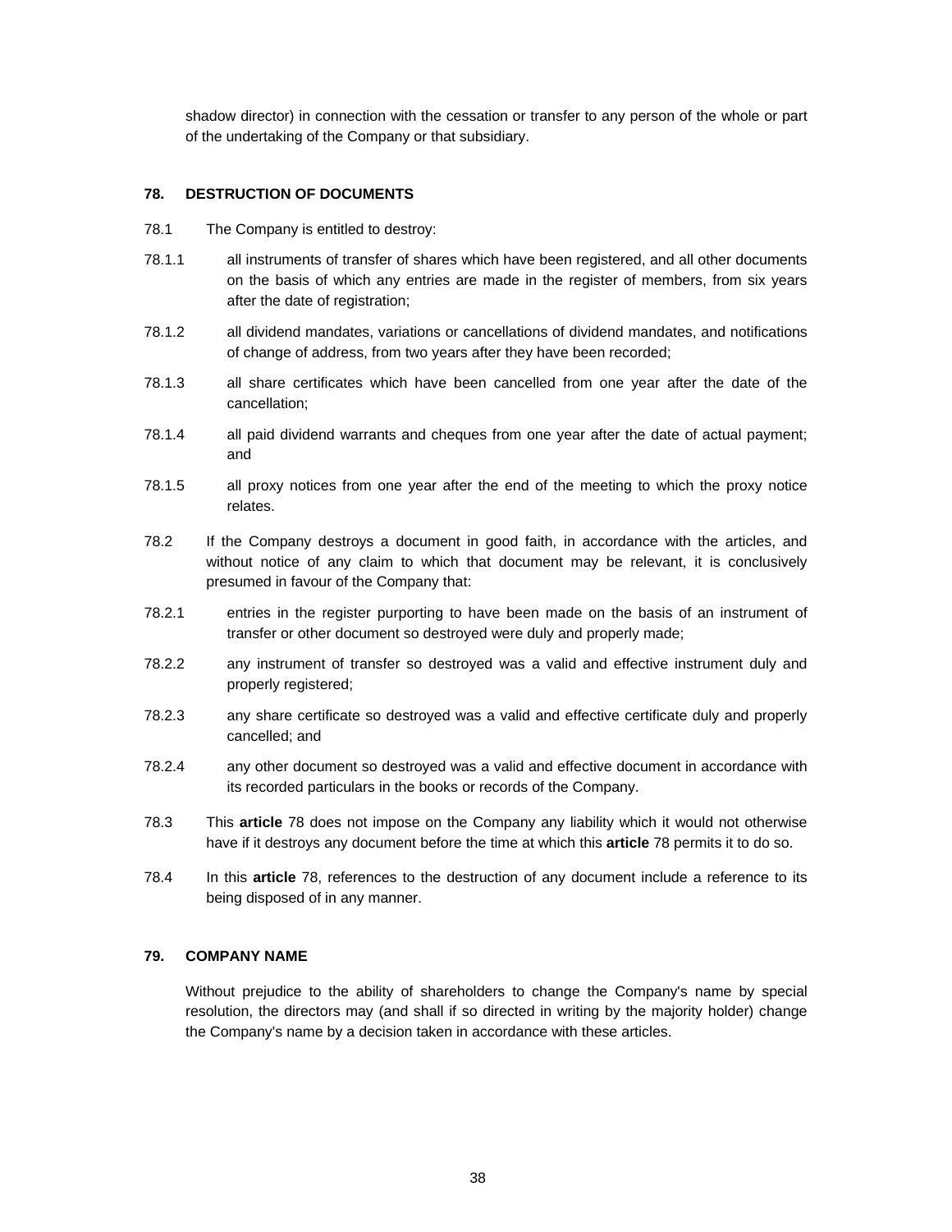shadow director) in connection with the cessation or transfer to any person of the whole or part of the undertaking of the Company or that subsidiary.

## 78. DESTRUCTION OF DOCUMENTS

78.1 The Company is entitled to destroy:

78.1.1 all instruments of transfer of shares which have been registered, and all other documents on the basis of which any entries are made in the register of members, from six years after the date of registration;

78.1.2 all dividend mandates, variations or cancellations of dividend mandates, and notifications of change of address, from two years after they have been recorded;

78.1.3 all share certificates which have been cancelled from one year after the date of the cancellation;

78.1.4 all paid dividend warrants and cheques from one year after the date of actual payment; and

78.1.5 all proxy notices from one year after the end of the meeting to which the proxy notice relates.

78.2 If the Company destroys a document in good faith, in accordance with the articles, and without notice of any claim to which that document may be relevant, it is conclusively presumed in favour of the Company that:

78.2.1 entries in the register purporting to have been made on the basis of an instrument of transfer or other document so destroyed were duly and properly made;

78.2.2 any instrument of transfer so destroyed was a valid and effective instrument duly and properly registered;

78.2.3 any share certificate so destroyed was a valid and effective certificate duly and properly cancelled; and

78.2.4 any other document so destroyed was a valid and effective document in accordance with its recorded particulars in the books or records of the Company.

78.3 This **article** 78 does not impose on the Company any liability which it would not otherwise have if it destroys any document before the time at which this **article** 78 permits it to do so.

78.4 In this **article** 78, references to the destruction of any document include a reference to its being disposed of in any manner.

## 79. COMPANY NAME

Without prejudice to the ability of shareholders to change the Company's name by special resolution, the directors may (and shall if so directed in writing by the majority holder) change the Company's name by a decision taken in accordance with these articles.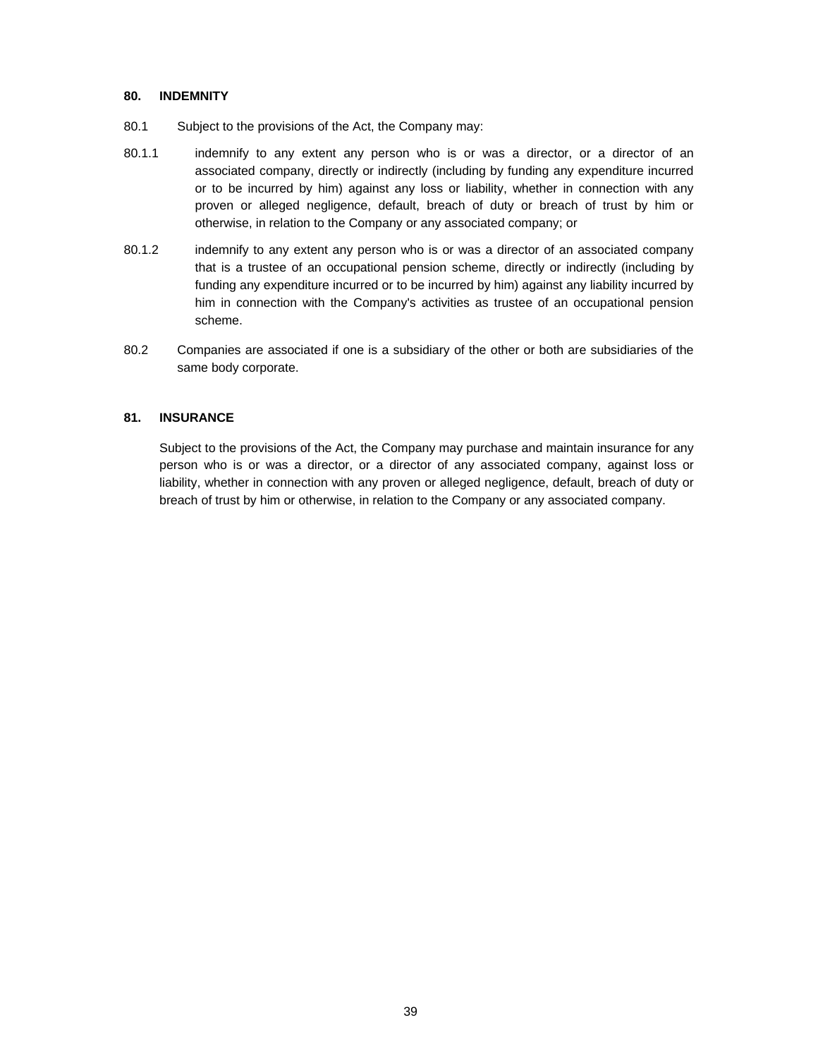## 80. INDEMNITY

80.1 Subject to the provisions of the Act, the Company may:

80.1.1 indemnify to any extent any person who is or was a director, or a director of an associated company, directly or indirectly (including by funding any expenditure incurred or to be incurred by him) against any loss or liability, whether in connection with any proven or alleged negligence, default, breach of duty or breach of trust by him or otherwise, in relation to the Company or any associated company; or

80.1.2 indemnify to any extent any person who is or was a director of an associated company that is a trustee of an occupational pension scheme, directly or indirectly (including by funding any expenditure incurred or to be incurred by him) against any liability incurred by him in connection with the Company's activities as trustee of an occupational pension scheme.

80.2 Companies are associated if one is a subsidiary of the other or both are subsidiaries of the same body corporate.

## 81. INSURANCE

Subject to the provisions of the Act, the Company may purchase and maintain insurance for any person who is or was a director, or a director of any associated company, against loss or liability, whether in connection with any proven or alleged negligence, default, breach of duty or breach of trust by him or otherwise, in relation to the Company or any associated company.